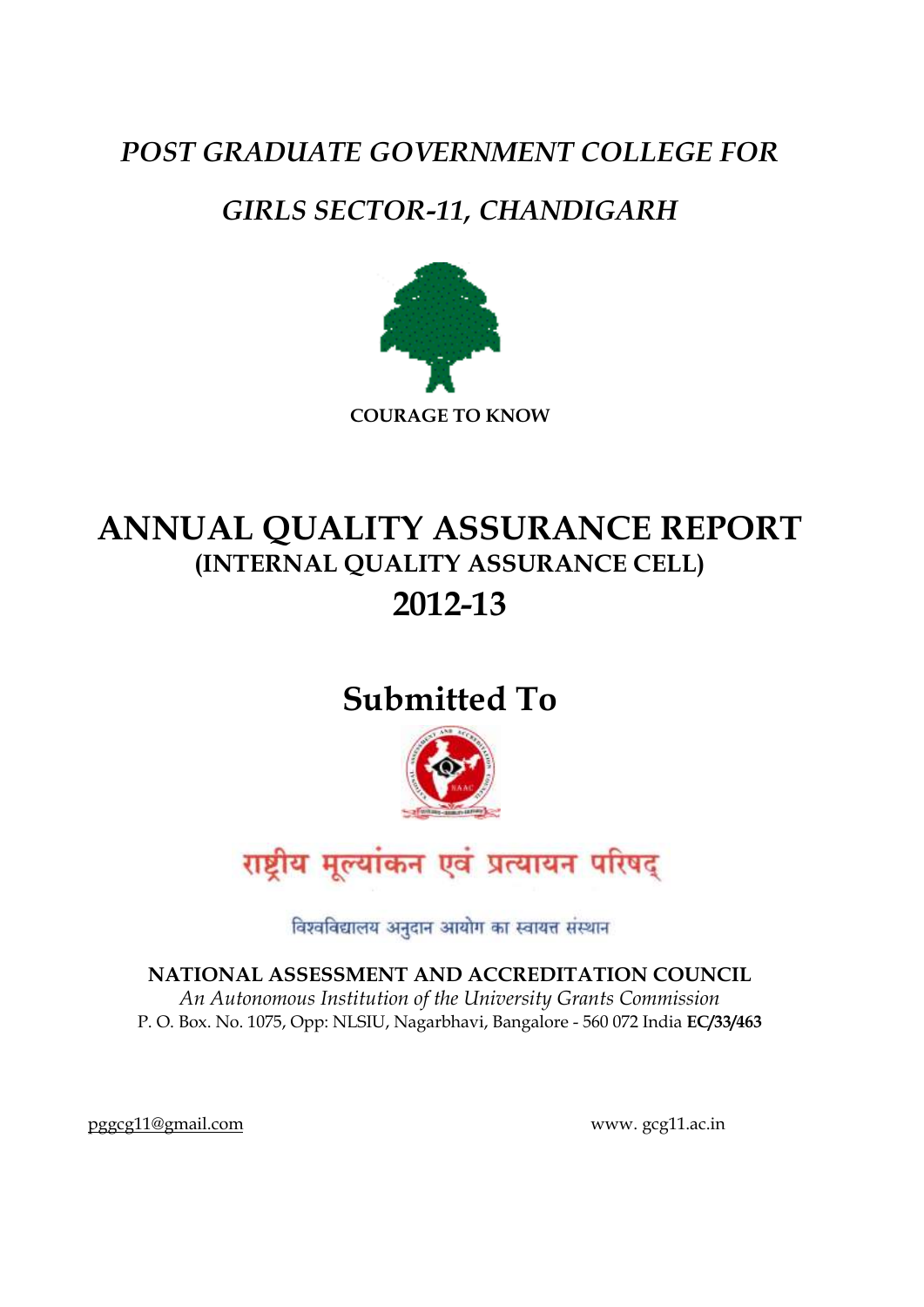*POST GRADUATE GOVERNMENT COLLEGE FOR*

*GIRLS SECTOR-11, CHANDIGARH*

**COURAGE TO KNOW**

# ANNUAL QUALITY ASSURANCE REPORT

## (INTERNAL QUALITY ASSURANCE CELL)

## 2012-13

# Submitted To

राष्ट्रीय मूल्यांकन एवं प्रत्यायन परिषद्

विश्वविद्यालय अनुदान आयोग का स्वायत्त संस्थान

**NATIONAL ASSESSMENT AND ACCREDITATION COUNCIL**

*An Autonomous Institution of the University Grants Commission*

P. O. Box. No. 1075, Opp: NLSIU, Nagarbhavi, Bangalore - 560 072 India **EC/33/463**

pggcg11@gmail.com www. gcg11.ac.in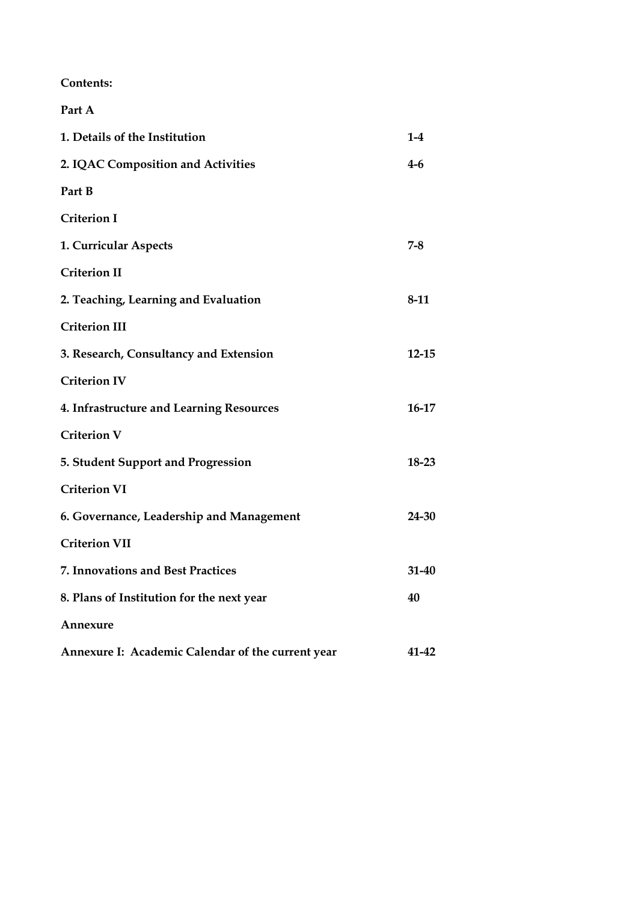**Contents:**

**Part A**

| | |
|---|---|
| **1. Details of the Institution** | **1-4** |
| **2. IQAC Composition and Activities** | **4-6** |
| **Part B** | |
| **Criterion I** | |
| **1. Curricular Aspects** | **7-8** |
| **Criterion II** | |
| **2. Teaching, Learning and Evaluation** | **8-11** |
| **Criterion III** | |
| **3. Research, Consultancy and Extension** | **12-15** |
| **Criterion IV** | |
| **4. Infrastructure and Learning Resources** | **16-17** |
| **Criterion V** | |
| **5. Student Support and Progression** | **18-23** |
| **Criterion VI** | |
| **6. Governance, Leadership and Management** | **24-30** |
| **Criterion VII** | |
| **7. Innovations and Best Practices** | **31-40** |
| **8. Plans of Institution for the next year** | **40** |
| **Annexure** | |
| **Annexure I: Academic Calendar of the current year** | **41-42** |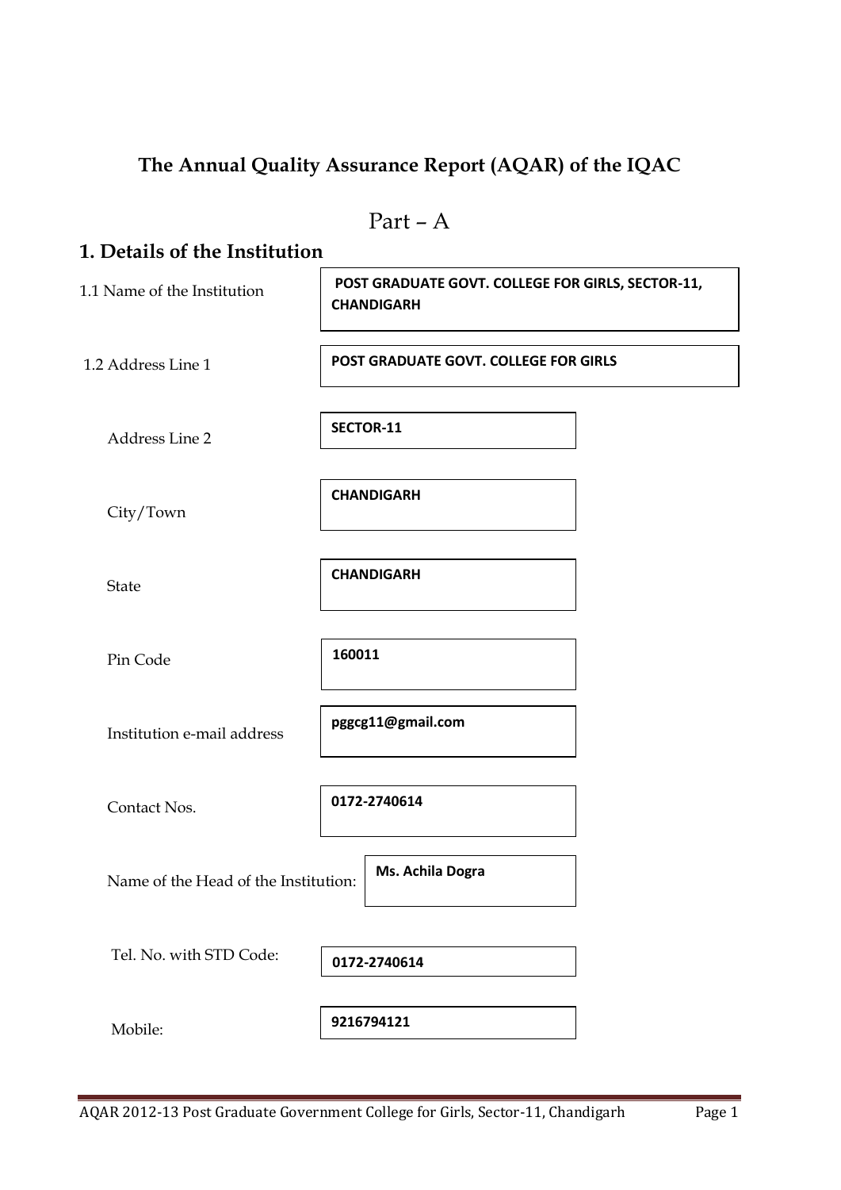# The Annual Quality Assurance Report (AQAR) of the IQAC

## Part – A

## 1. Details of the Institution

| | |
|---|---|
| 1.1 Name of the Institution | **POST GRADUATE GOVT. COLLEGE FOR GIRLS, SECTOR-11, CHANDIGARH** |
| 1.2 Address Line 1 | **POST GRADUATE GOVT. COLLEGE FOR GIRLS** |
| Address Line 2 | **SECTOR-11** |
| City/Town | **CHANDIGARH** |
| State | **CHANDIGARH** |
| Pin Code | **160011** |
| Institution e-mail address | **pggcg11@gmail.com** |
| Contact Nos. | **0172-2740614** |
| Name of the Head of the Institution: | **Ms. Achila Dogra** |
| Tel. No. with STD Code: | **0172-2740614** |
| Mobile: | **9216794121** |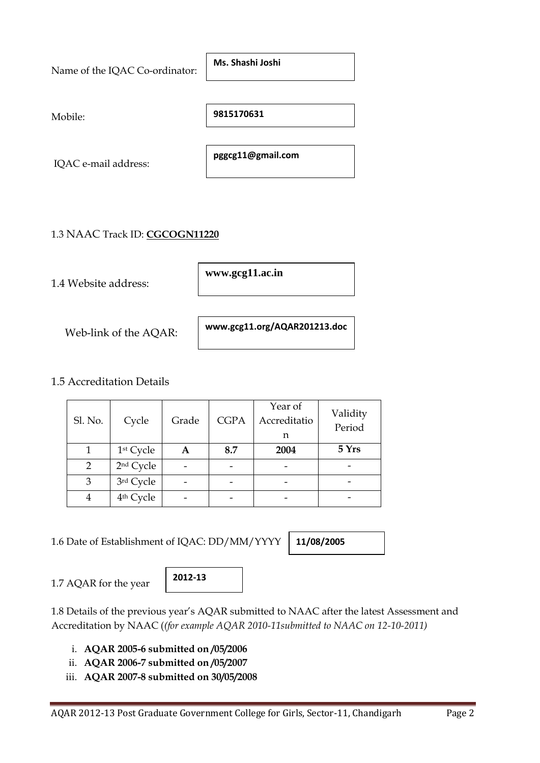Name of the IQAC Co-ordinator: **Ms. Shashi Joshi**

Mobile: **9815170631**

IQAC e-mail address: **pggcg11@gmail.com**

1.3 NAAC Track ID: **CGCOGN11220**

1.4 Website address: **www.gcg11.ac.in**

Web-link of the AQAR: **www.gcg11.org/AQAR201213.doc**

1.5 Accreditation Details

| Sl. No. | Cycle | Grade | CGPA | Year of Accreditation | Validity Period |
|---|---|---|---|---|---|
| 1 | 1st Cycle | **A** | **8.7** | **2004** | **5 Yrs** |
| 2 | 2nd Cycle | - | - | - | - |
| 3 | 3rd Cycle | - | - | - | - |
| 4 | 4th Cycle | - | - | - | - |

1.6 Date of Establishment of IQAC: DD/MM/YYYY **11/08/2005**

1.7 AQAR for the year **2012-13**

1.8 Details of the previous year's AQAR submitted to NAAC after the latest Assessment and Accreditation by NAAC (*(for example AQAR 2010-11submitted to NAAC on 12-10-2011)*

i. **AQAR 2005-6 submitted on /05/2006**
ii. **AQAR 2006-7 submitted on /05/2007**
iii. **AQAR 2007-8 submitted on 30/05/2008**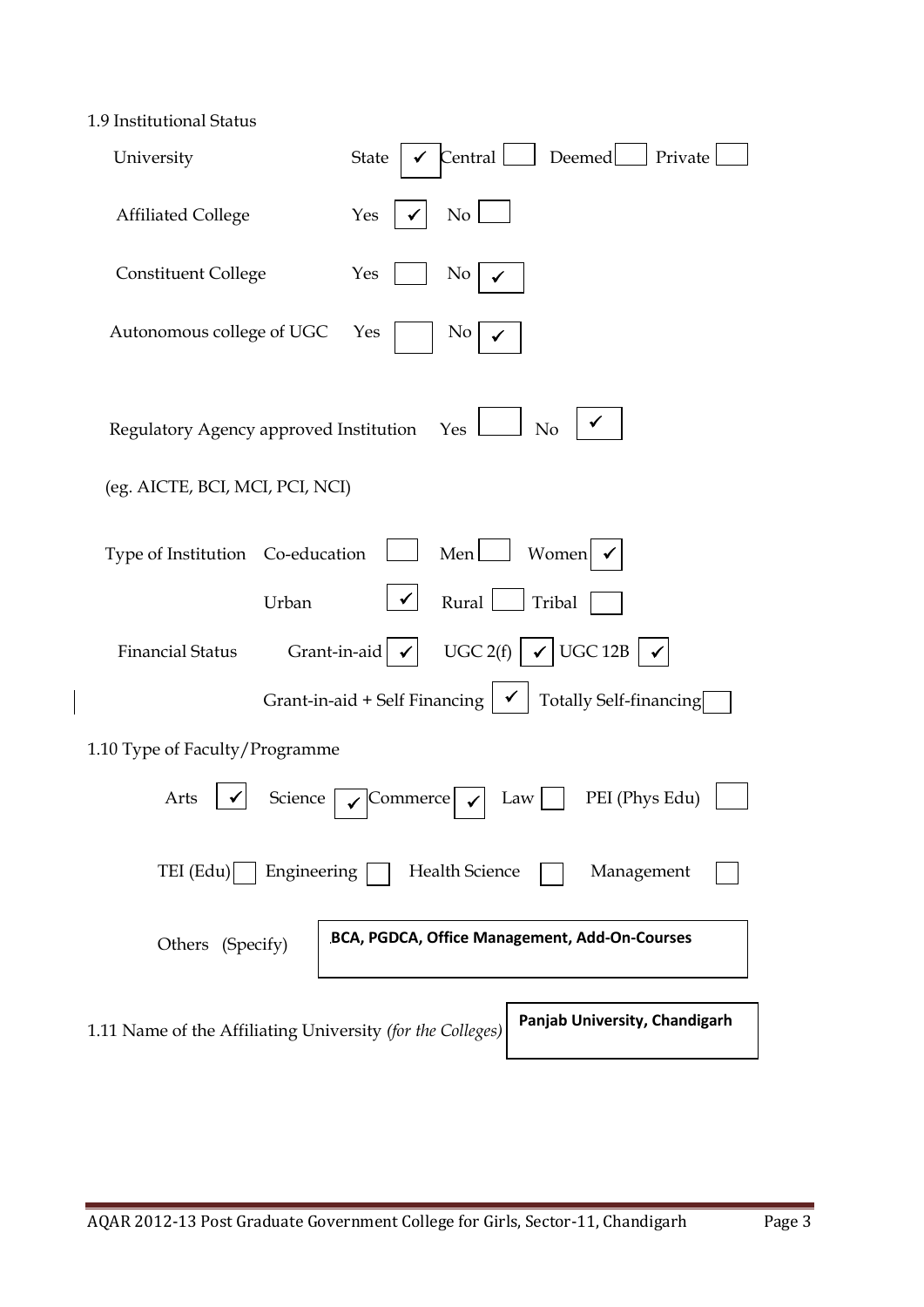1.9 Institutional Status

University State ✓ Central ☐ Deemed ☐ Private ☐

Affiliated College Yes ✓ No ☐

Constituent College Yes ☐ No ✓

Autonomous college of UGC Yes ☐ No ✓

Regulatory Agency approved Institution Yes ☐ No ✓

(eg. AICTE, BCI, MCI, PCI, NCI)

Type of Institution Co-education ☐ Men ☐ Women ✓

Urban ✓ Rural ☐ Tribal ☐

Financial Status Grant-in-aid ✓ UGC 2(f) ✓ UGC 12B ✓

Grant-in-aid + Self Financing ✓ Totally Self-financing ☐

1.10 Type of Faculty/Programme

Arts ✓ Science ✓ Commerce ✓ Law ☐ PEI (Phys Edu) ☐

TEI (Edu) ☐ Engineering ☐ Health Science ☐ Management ☐

Others (Specify) **BCA, PGDCA, Office Management, Add-On-Courses**

1.11 Name of the Affiliating University *(for the Colleges)* **Panjab University, Chandigarh**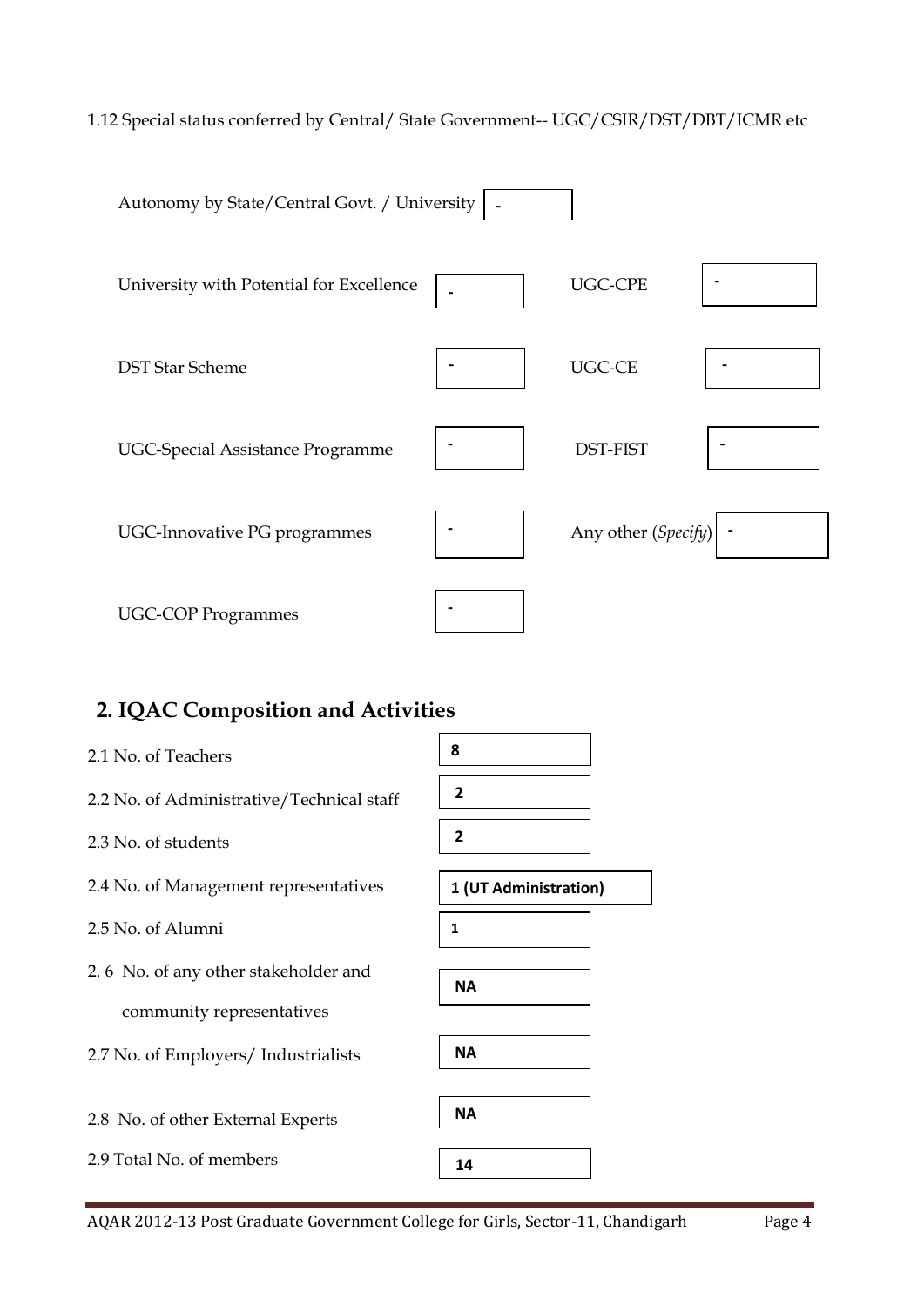1.12 Special status conferred by Central/ State Government-- UGC/CSIR/DST/DBT/ICMR etc

| | | | |
|---|---|---|---|
| Autonomy by State/Central Govt. / University | - | | |
| University with Potential for Excellence | - | UGC-CPE | - |
| DST Star Scheme | - | UGC-CE | - |
| UGC-Special Assistance Programme | - | DST-FIST | - |
| UGC-Innovative PG programmes | - | Any other (*Specify*) | - |
| UGC-COP Programmes | - | | |

## 2. IQAC Composition and Activities

| | |
|---|---|
| 2.1 No. of Teachers | **8** |
| 2.2 No. of Administrative/Technical staff | **2** |
| 2.3 No. of students | **2** |
| 2.4 No. of Management representatives | **1 (UT Administration)** |
| 2.5 No. of Alumni | **1** |
| 2. 6 No. of any other stakeholder and community representatives | **NA** |
| 2.7 No. of Employers/ Industrialists | **NA** |
| 2.8 No. of other External Experts | **NA** |
| 2.9 Total No. of members | **14** |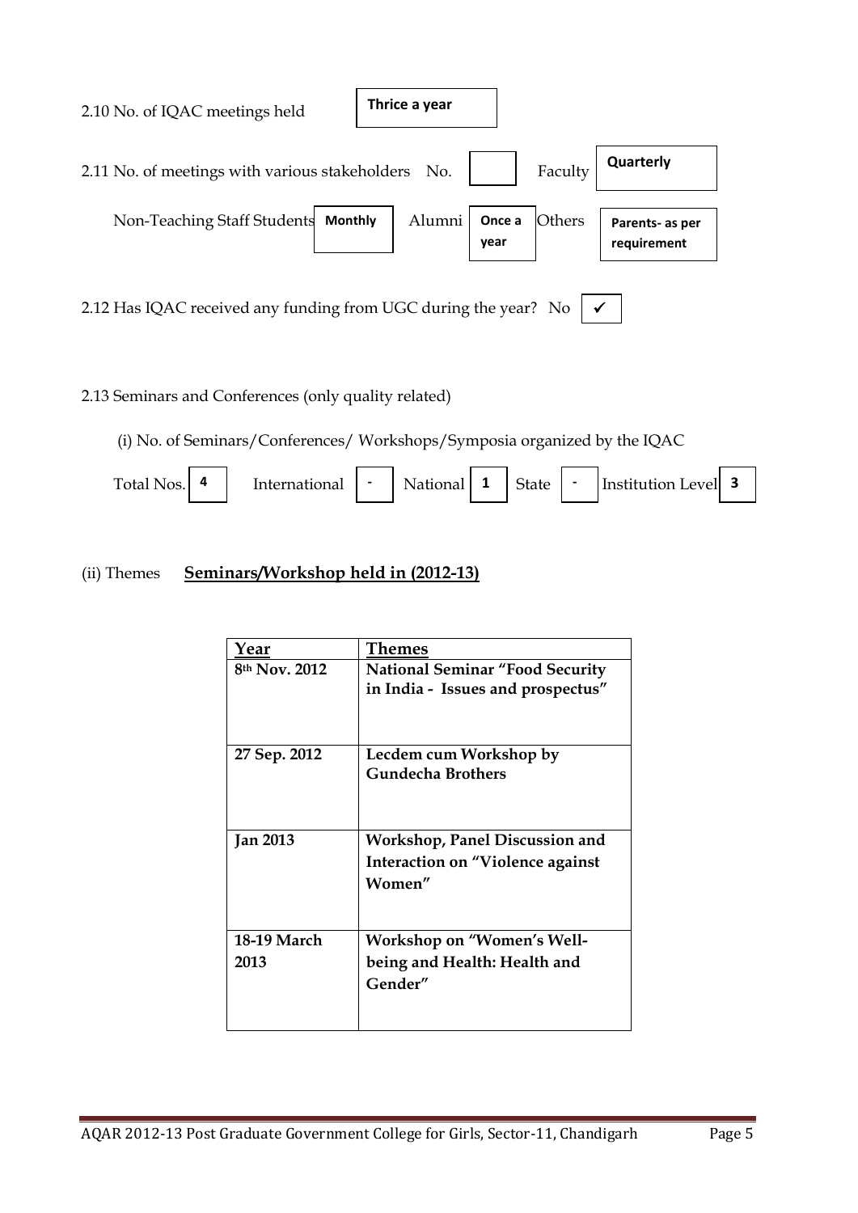2.10 No. of IQAC meetings held **Thrice a year**

2.11 No. of meetings with various stakeholders No. Faculty **Quarterly**

Non-Teaching Staff Students **Monthly** Alumni **Once a year** Others **Parents- as per requirement**

2.12 Has IQAC received any funding from UGC during the year? No ✓

2.13 Seminars and Conferences (only quality related)

(i) No. of Seminars/Conferences/ Workshops/Symposia organized by the IQAC

| Total Nos. | International | National | State | Institution Level |
|---|---|---|---|---|
| 4 | - | 1 | - | 3 |

(ii) Themes **Seminars/Workshop held in (2012-13)**

| Year | Themes |
|---|---|
| 8th Nov. 2012 | National Seminar "Food Security in India - Issues and prospectus" |
| 27 Sep. 2012 | Lecdem cum Workshop by Gundecha Brothers |
| Jan 2013 | Workshop, Panel Discussion and Interaction on "Violence against Women" |
| 18-19 March 2013 | Workshop on "Women's Well-being and Health: Health and Gender" |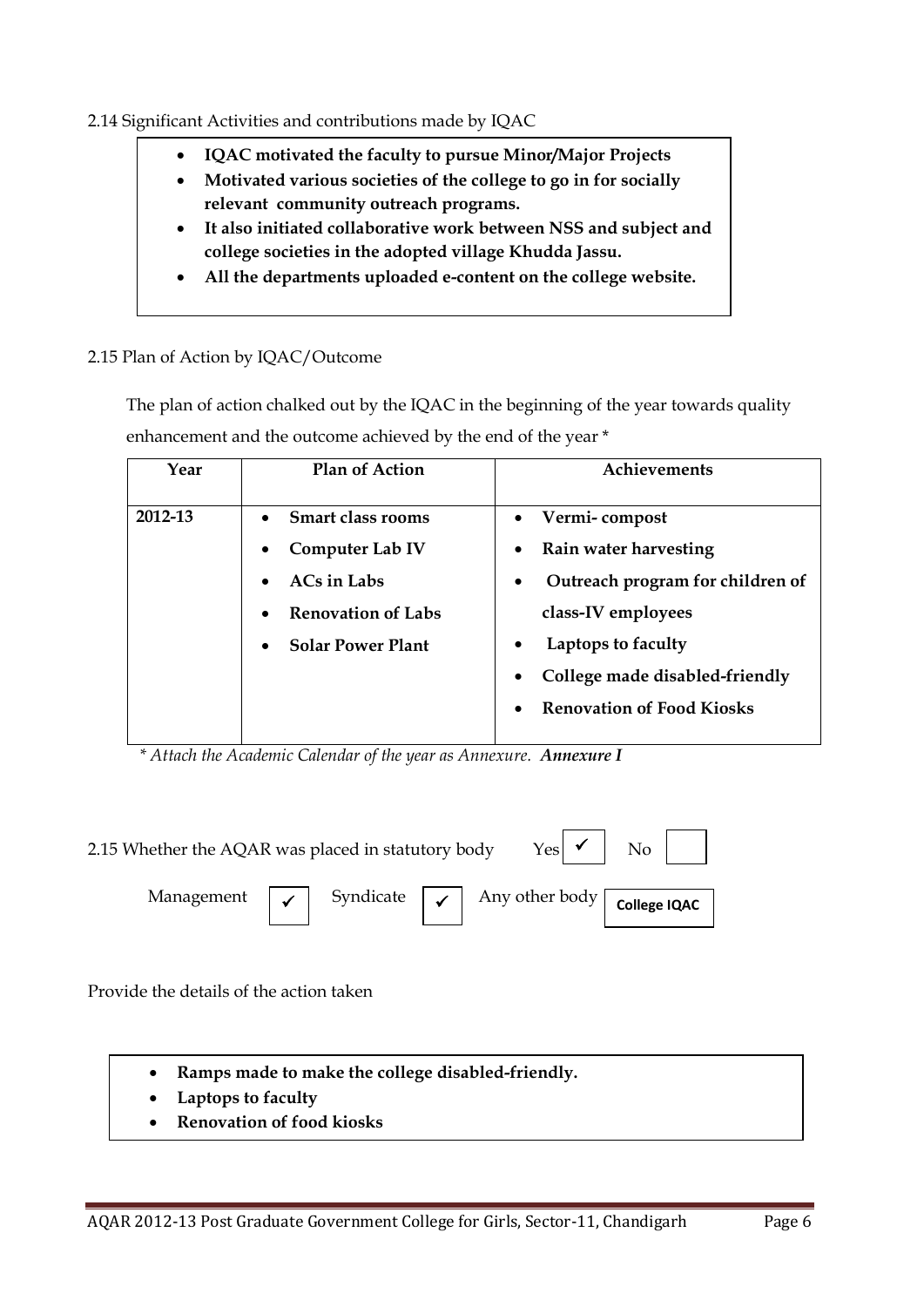2.14 Significant Activities and contributions made by IQAC

- **IQAC motivated the faculty to pursue Minor/Major Projects**
- **Motivated various societies of the college to go in for socially relevant community outreach programs.**
- **It also initiated collaborative work between NSS and subject and college societies in the adopted village Khudda Jassu.**
- **All the departments uploaded e-content on the college website.**

2.15 Plan of Action by IQAC/Outcome

The plan of action chalked out by the IQAC in the beginning of the year towards quality enhancement and the outcome achieved by the end of the year *

| Year | Plan of Action | Achievements |
|---|---|---|
| **2012-13** | • **Smart class rooms**<br>• **Computer Lab IV**<br>• **ACs in Labs**<br>• **Renovation of Labs**<br>• **Solar Power Plant** | • **Vermi- compost**<br>• **Rain water harvesting**<br>• **Outreach program for children of class-IV employees**<br>• **Laptops to faculty**<br>• **College made disabled-friendly**<br>• **Renovation of Food Kiosks** |

*\* Attach the Academic Calendar of the year as Annexure.* ***Annexure I***

2.15 Whether the AQAR was placed in statutory body Yes ✓ No

Management ✓ Syndicate ✓ Any other body **College IQAC**

Provide the details of the action taken

- **Ramps made to make the college disabled-friendly.**
- **Laptops to faculty**
- **Renovation of food kiosks**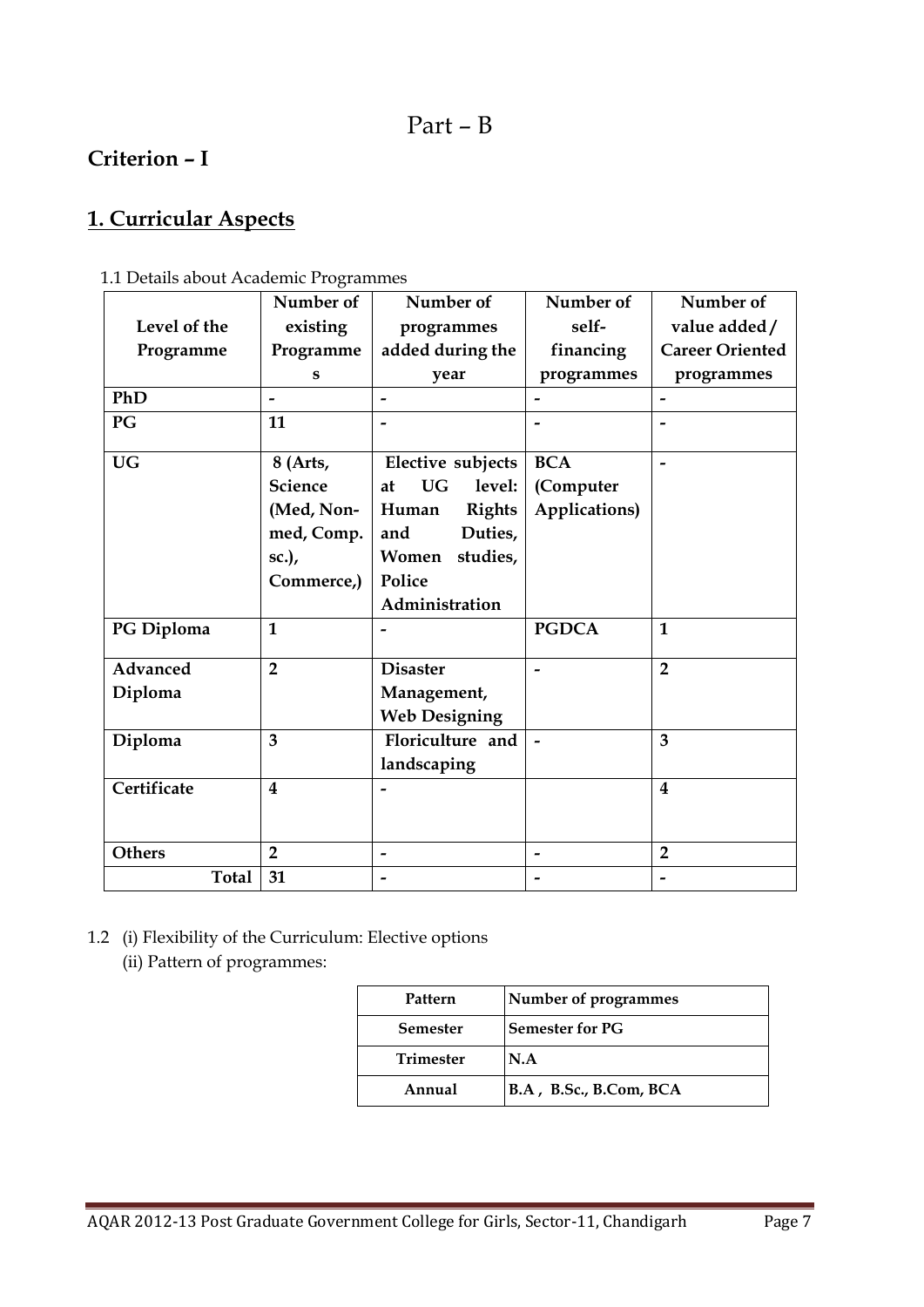# Part – B

## Criterion – I

## 1. Curricular Aspects

1.1 Details about Academic Programmes

| Level of the Programme | Number of existing Programmes | Number of programmes added during the year | Number of self-financing programmes | Number of value added / Career Oriented programmes |
|---|---|---|---|---|
| PhD | - | - | - | - |
| PG | 11 | - | - | - |
| UG | 8 (Arts, Science (Med, Non-med, Comp. sc.), Commerce,) | Elective subjects at UG level: Human Rights and Duties, Women studies, Police Administration | BCA (Computer Applications) | - |
| PG Diploma | 1 | - | PGDCA | 1 |
| Advanced Diploma | 2 | Disaster Management, Web Designing | - | 2 |
| Diploma | 3 | Floriculture and landscaping | - | 3 |
| Certificate | 4 | - | | 4 |
| Others | 2 | - | - | 2 |
| Total | 31 | - | - | - |

1.2 (i) Flexibility of the Curriculum: Elective options

(ii) Pattern of programmes:

| Pattern | Number of programmes |
|---|---|
| Semester | Semester for PG |
| Trimester | N.A |
| Annual | B.A , B.Sc., B.Com, BCA |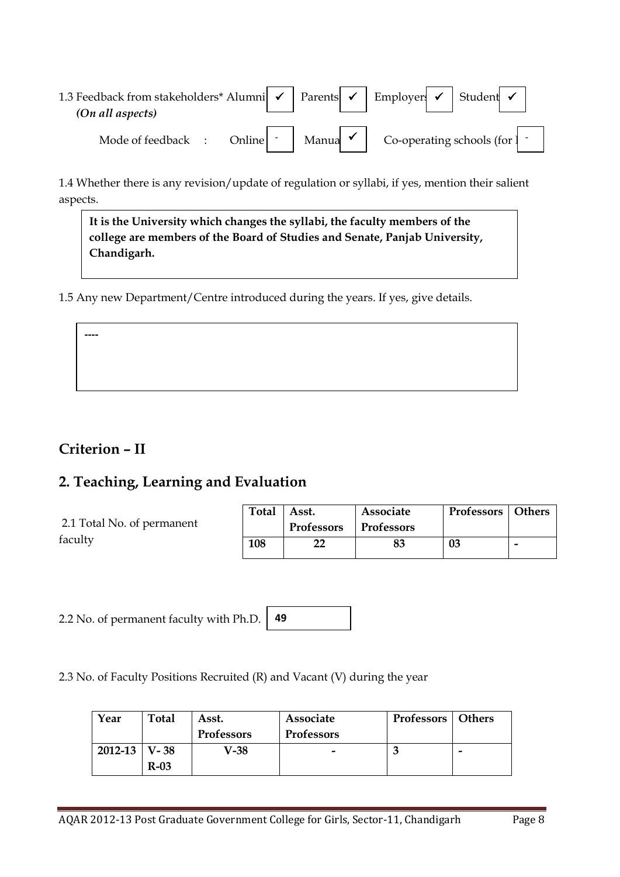1.3 Feedback from stakeholders* Alumni ✓ Parents ✓ Employers ✓ Student ✓
*(On all aspects)*

Mode of feedback : Online - Manual ✓ Co-operating schools (for -

1.4 Whether there is any revision/update of regulation or syllabi, if yes, mention their salient aspects.

**It is the University which changes the syllabi, the faculty members of the college are members of the Board of Studies and Senate, Panjab University, Chandigarh.**

1.5 Any new Department/Centre introduced during the years. If yes, give details.

----

## Criterion – II

## 2. Teaching, Learning and Evaluation

2.1 Total No. of permanent faculty

| Total | Asst. Professors | Associate Professors | Professors | Others |
|---|---|---|---|---|
| 108 | 22 | 83 | 03 | - |

2.2 No. of permanent faculty with Ph.D. **49**

2.3 No. of Faculty Positions Recruited (R) and Vacant (V) during the year

| Year | Total | Asst. Professors | Associate Professors | Professors | Others |
|---|---|---|---|---|---|
| 2012-13 | V- 38<br>R-03 | V-38 | - | 3 | - |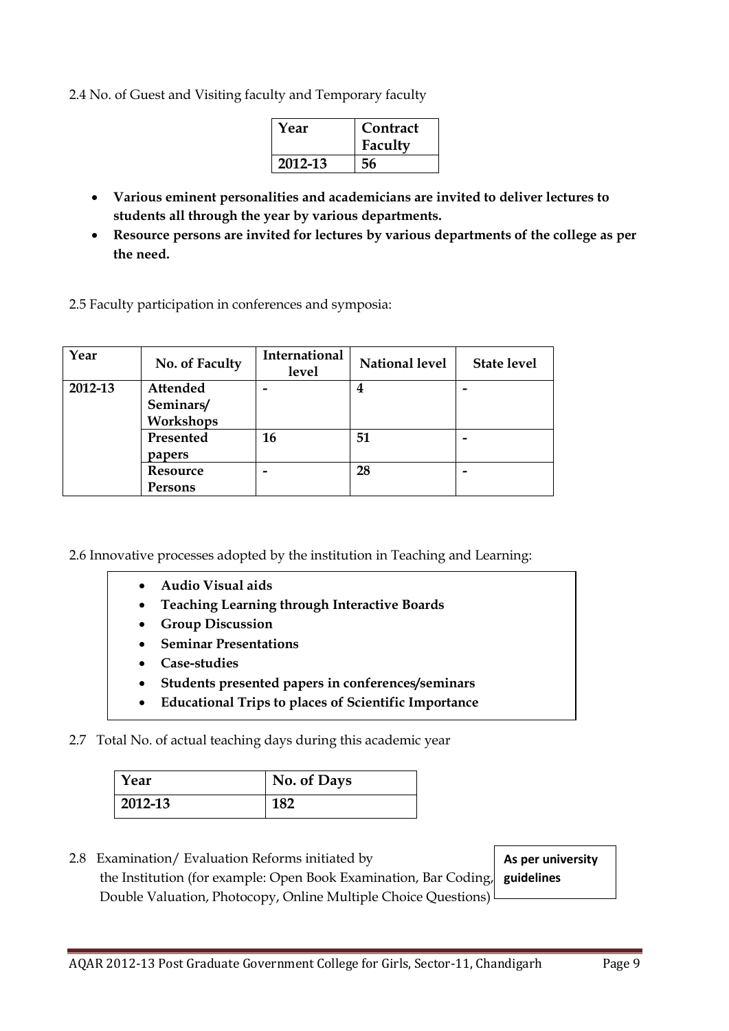2.4 No. of Guest and Visiting faculty and Temporary faculty

| Year | Contract Faculty |
|---|---|
| 2012-13 | 56 |

- **Various eminent personalities and academicians are invited to deliver lectures to students all through the year by various departments.**
- **Resource persons are invited for lectures by various departments of the college as per the need.**

2.5 Faculty participation in conferences and symposia:

| Year | No. of Faculty | International level | National level | State level |
|---|---|---|---|---|
| 2012-13 | Attended Seminars/ Workshops | - | 4 | - |
| | Presented papers | 16 | 51 | - |
| | Resource Persons | - | 28 | - |

2.6 Innovative processes adopted by the institution in Teaching and Learning:

- **Audio Visual aids**
- **Teaching Learning through Interactive Boards**
- **Group Discussion**
- **Seminar Presentations**
- **Case-studies**
- **Students presented papers in conferences/seminars**
- **Educational Trips to places of Scientific Importance**

2.7 Total No. of actual teaching days during this academic year

| Year | No. of Days |
|---|---|
| 2012-13 | 182 |

2.8 Examination/ Evaluation Reforms initiated by the Institution (for example: Open Book Examination, Bar Coding, Double Valuation, Photocopy, Online Multiple Choice Questions)

**As per university guidelines**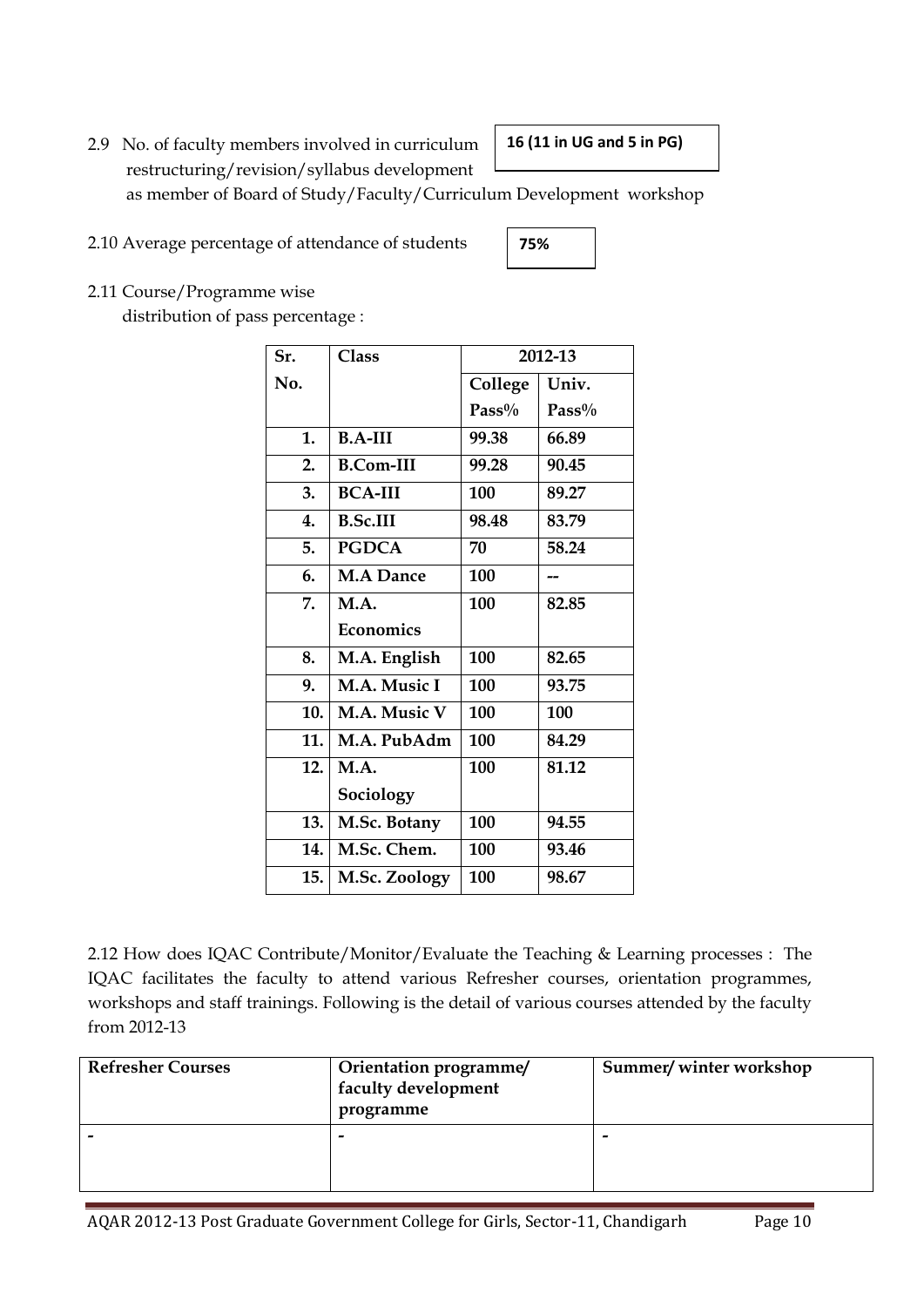2.9 No. of faculty members involved in curriculum restructuring/revision/syllabus development as member of Board of Study/Faculty/Curriculum Development workshop

**16 (11 in UG and 5 in PG)**

2.10 Average percentage of attendance of students

**75%**

2.11 Course/Programme wise distribution of pass percentage :

| Sr. No. | Class | 2012-13 | |
|---|---|---|---|
| | | College Pass% | Univ. Pass% |
| 1. | B.A-III | 99.38 | 66.89 |
| 2. | B.Com-III | 99.28 | 90.45 |
| 3. | BCA-III | 100 | 89.27 |
| 4. | B.Sc.III | 98.48 | 83.79 |
| 5. | PGDCA | 70 | 58.24 |
| 6. | M.A Dance | 100 | -- |
| 7. | M.A. Economics | 100 | 82.85 |
| 8. | M.A. English | 100 | 82.65 |
| 9. | M.A. Music I | 100 | 93.75 |
| 10. | M.A. Music V | 100 | 100 |
| 11. | M.A. PubAdm | 100 | 84.29 |
| 12. | M.A. Sociology | 100 | 81.12 |
| 13. | M.Sc. Botany | 100 | 94.55 |
| 14. | M.Sc. Chem. | 100 | 93.46 |
| 15. | M.Sc. Zoology | 100 | 98.67 |

2.12 How does IQAC Contribute/Monitor/Evaluate the Teaching & Learning processes : The IQAC facilitates the faculty to attend various Refresher courses, orientation programmes, workshops and staff trainings. Following is the detail of various courses attended by the faculty from 2012-13

| Refresher Courses | Orientation programme/ faculty development programme | Summer/ winter workshop |
|---|---|---|
| - | - | - |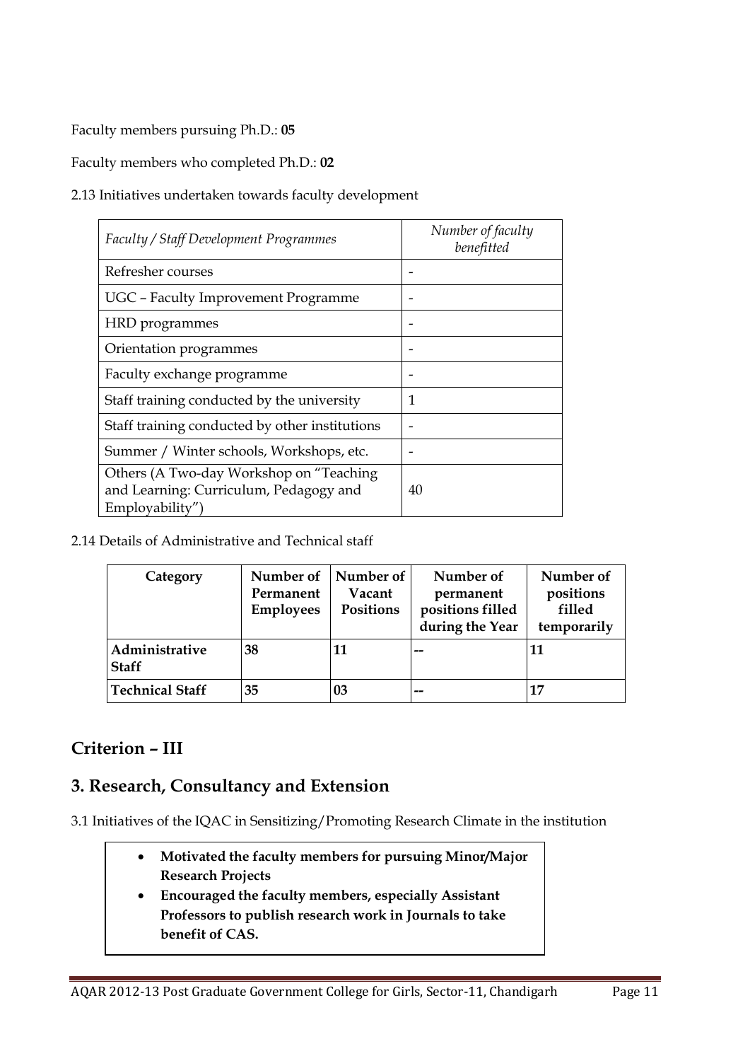Faculty members pursuing Ph.D.: **05**

Faculty members who completed Ph.D.: **02**

2.13 Initiatives undertaken towards faculty development

| *Faculty / Staff Development Programmes* | *Number of faculty benefitted* |
|---|---|
| Refresher courses | - |
| UGC – Faculty Improvement Programme | - |
| HRD programmes | - |
| Orientation programmes | - |
| Faculty exchange programme | - |
| Staff training conducted by the university | 1 |
| Staff training conducted by other institutions | - |
| Summer / Winter schools, Workshops, etc. | - |
| Others (A Two-day Workshop on "Teaching and Learning: Curriculum, Pedagogy and Employability") | 40 |

2.14 Details of Administrative and Technical staff

| **Category** | **Number of Permanent Employees** | **Number of Vacant Positions** | **Number of permanent positions filled during the Year** | **Number of positions filled temporarily** |
|---|---|---|---|---|
| **Administrative Staff** | **38** | **11** | **--** | **11** |
| **Technical Staff** | **35** | **03** | **--** | **17** |

## Criterion – III

## 3. Research, Consultancy and Extension

3.1 Initiatives of the IQAC in Sensitizing/Promoting Research Climate in the institution

- **Motivated the faculty members for pursuing Minor/Major Research Projects**
- **Encouraged the faculty members, especially Assistant Professors to publish research work in Journals to take benefit of CAS.**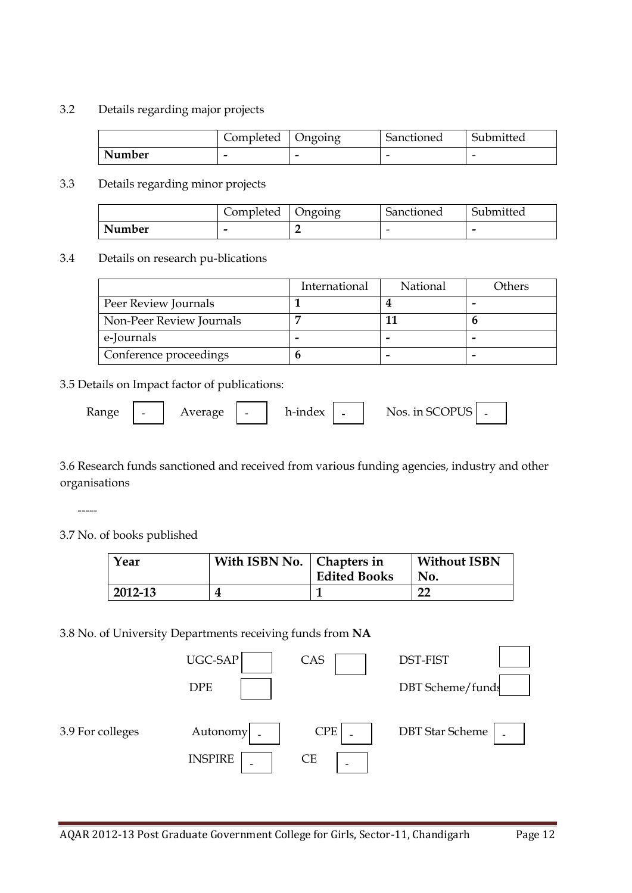3.2 Details regarding major projects

| | Completed | Ongoing | Sanctioned | Submitted |
|---|---|---|---|---|
| **Number** | **-** | **-** | - | - |

3.3 Details regarding minor projects

| | Completed | Ongoing | Sanctioned | Submitted |
|---|---|---|---|---|
| **Number** | **-** | **2** | - | **-** |

3.4 Details on research pu-blications

| | International | National | Others |
|---|---|---|---|
| Peer Review Journals | **1** | **4** | **-** |
| Non-Peer Review Journals | **7** | **11** | **6** |
| e-Journals | **-** | **-** | **-** |
| Conference proceedings | **6** | **-** | **-** |

3.5 Details on Impact factor of publications:

Range - Average - h-index **-** Nos. in SCOPUS -

3.6 Research funds sanctioned and received from various funding agencies, industry and other organisations

-----

3.7 No. of books published

| Year | With ISBN No. | Chapters in Edited Books | Without ISBN No. |
|---|---|---|---|
| **2012-13** | **4** | **1** | **22** |

3.8 No. of University Departments receiving funds from **NA**

UGC-SAP CAS DST-FIST

DPE DBT Scheme/funds

3.9 For colleges Autonomy - CPE - DBT Star Scheme -

INSPIRE - CE -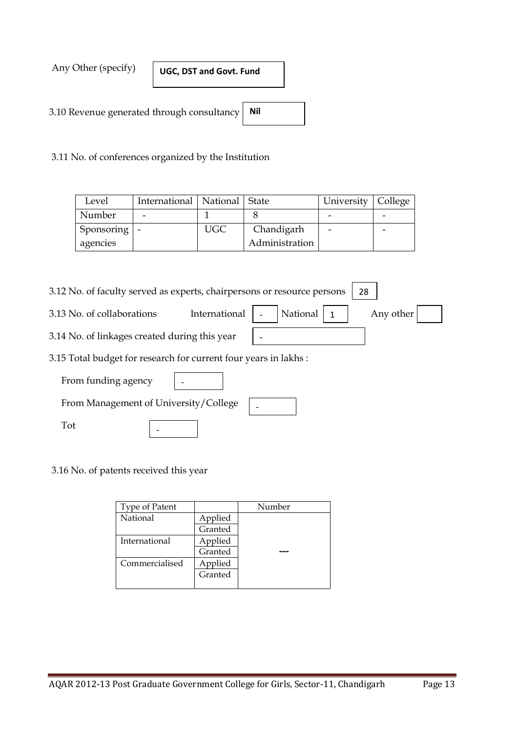Any Other (specify) | UGC, DST and Govt. Fund |
|---|

3.10 Revenue generated through consultancy | Nil |
|---|

3.11 No. of conferences organized by the Institution

| Level | International | National | State | University | College |
|---|---|---|---|---|---|
| Number | - | 1 | 8 | - | - |
| Sponsoring agencies | - | UGC | Chandigarh Administration | - | - |

3.12 No. of faculty served as experts, chairpersons or resource persons | 28 |
|---|

3.13 No. of collaborations — International: - National: 1 Any other:

3.14 No. of linkages created during this year: -

3.15 Total budget for research for current four years in lakhs :

From funding agency: -

From Management of University/College: -

Tot: -

3.16 No. of patents received this year

| Type of Patent | | Number |
|---|---|---|
| National | Applied | --- |
| | Granted | |
| International | Applied | |
| | Granted | |
| Commercialised | Applied | |
| | Granted | |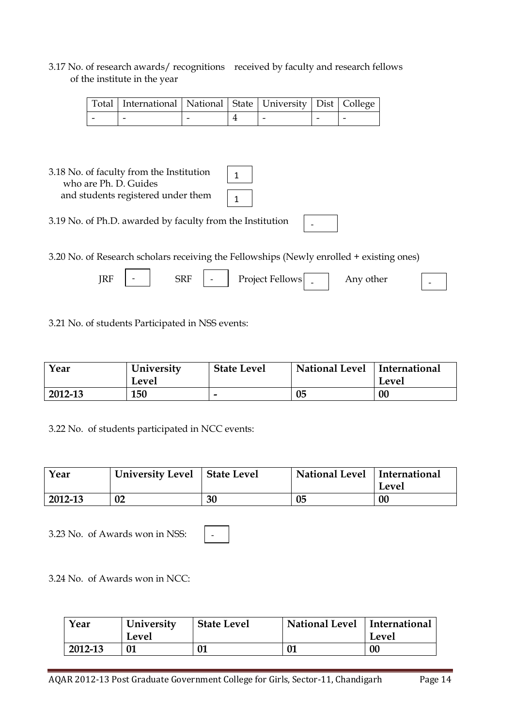3.17 No. of research awards/ recognitions received by faculty and research fellows of the institute in the year

| Total | International | National | State | University | Dist | College |
|---|---|---|---|---|---|---|
| - | - | - | 4 | - | - | - |

3.18 No. of faculty from the Institution who are Ph. D. Guides 1

and students registered under them 1

3.19 No. of Ph.D. awarded by faculty from the Institution -

3.20 No. of Research scholars receiving the Fellowships (Newly enrolled + existing ones)

JRF - SRF - Project Fellows - Any other -

3.21 No. of students Participated in NSS events:

| Year | University Level | State Level | National Level | International Level |
|---|---|---|---|---|
| 2012-13 | 150 | - | 05 | 00 |

3.22 No. of students participated in NCC events:

| Year | University Level | State Level | National Level | International Level |
|---|---|---|---|---|
| 2012-13 | 02 | 30 | 05 | 00 |

3.23 No. of Awards won in NSS: -

3.24 No. of Awards won in NCC:

| Year | University Level | State Level | National Level | International Level |
|---|---|---|---|---|
| 2012-13 | 01 | 01 | 01 | 00 |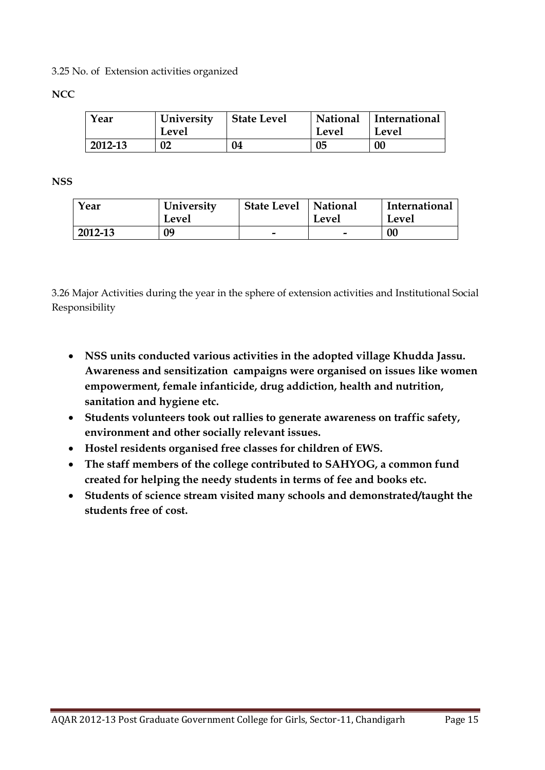3.25 No. of Extension activities organized

**NCC**

| Year | University Level | State Level | National Level | International Level |
|---|---|---|---|---|
| **2012-13** | **02** | **04** | **05** | **00** |

**NSS**

| Year | University Level | State Level | National Level | International Level |
|---|---|---|---|---|
| **2012-13** | **09** | **-** | **-** | **00** |

3.26 Major Activities during the year in the sphere of extension activities and Institutional Social Responsibility

- **NSS units conducted various activities in the adopted village Khudda Jassu. Awareness and sensitization campaigns were organised on issues like women empowerment, female infanticide, drug addiction, health and nutrition, sanitation and hygiene etc.**
- **Students volunteers took out rallies to generate awareness on traffic safety, environment and other socially relevant issues.**
- **Hostel residents organised free classes for children of EWS.**
- **The staff members of the college contributed to SAHYOG, a common fund created for helping the needy students in terms of fee and books etc.**
- **Students of science stream visited many schools and demonstrated/taught the students free of cost.**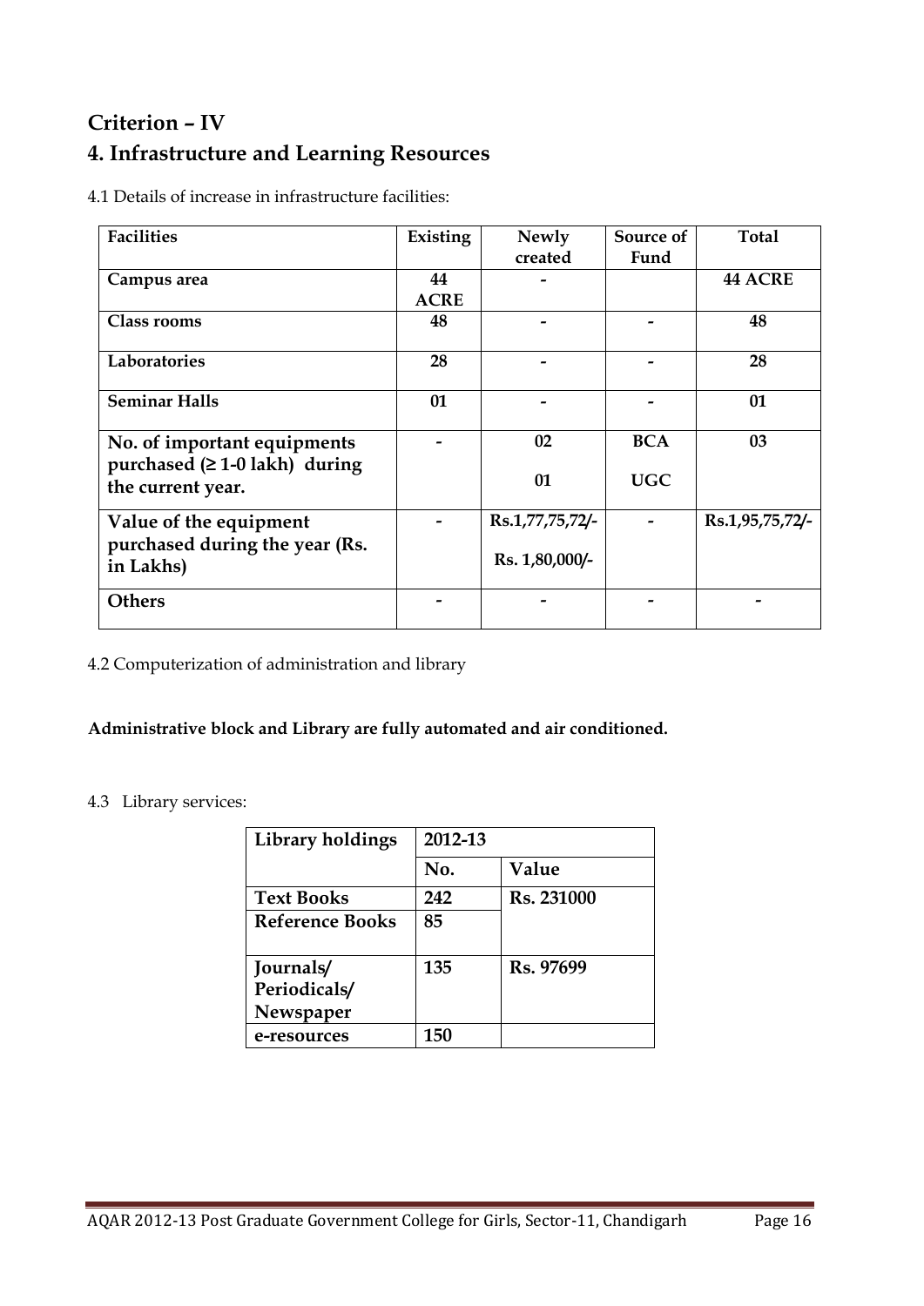## Criterion – IV

## 4. Infrastructure and Learning Resources

4.1 Details of increase in infrastructure facilities:

| Facilities | Existing | Newly created | Source of Fund | Total |
|---|---|---|---|---|
| **Campus area** | **44 ACRE** | **-** | | **44 ACRE** |
| **Class rooms** | **48** | **-** | **-** | **48** |
| **Laboratories** | **28** | **-** | **-** | **28** |
| **Seminar Halls** | **01** | **-** | **-** | **01** |
| **No. of important equipments purchased (≥ 1-0 lakh) during the current year.** | **-** | **02**<br><br>**01** | **BCA**<br><br>**UGC** | **03** |
| **Value of the equipment purchased during the year (Rs. in Lakhs)** | **-** | **Rs.1,77,75,72/-**<br><br>**Rs. 1,80,000/-** | **-** | **Rs.1,95,75,72/-** |
| **Others** | **-** | **-** | **-** | **-** |

4.2 Computerization of administration and library

**Administrative block and Library are fully automated and air conditioned.**

4.3 Library services:

| Library holdings | 2012-13 | |
|---|---|---|
| | **No.** | **Value** |
| **Text Books** | **242** | **Rs. 231000** |
| **Reference Books** | **85** | |
| **Journals/ Periodicals/ Newspaper** | **135** | **Rs. 97699** |
| **e-resources** | **150** | |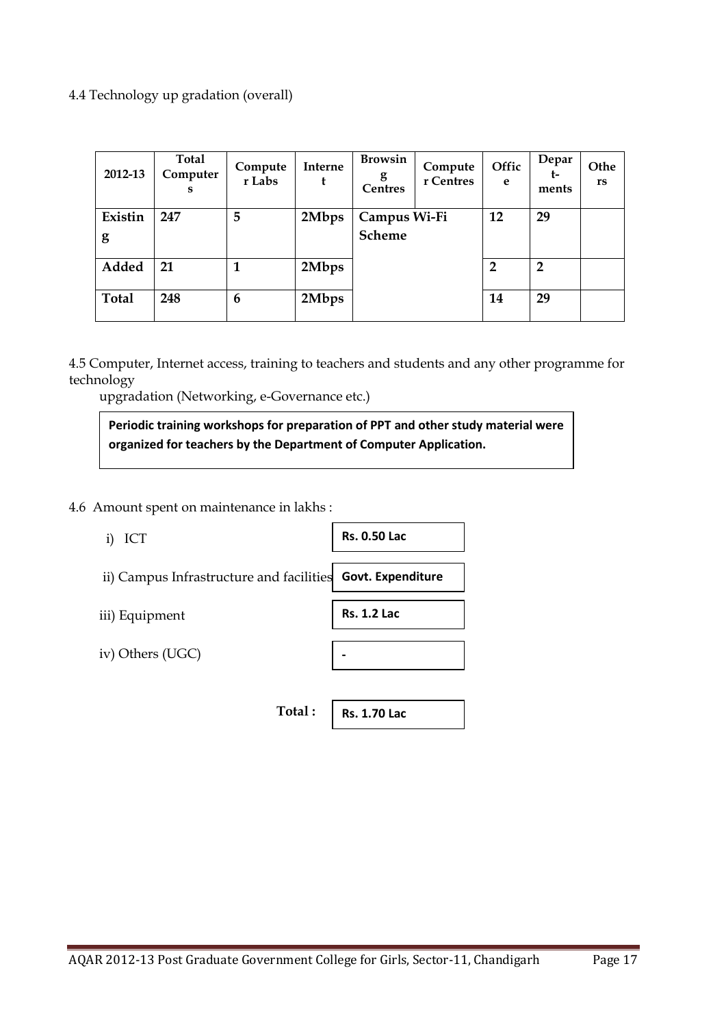4.4 Technology up gradation (overall)

| 2012-13 | Total Computers | Computer Labs | Internet | Browsing Centres | Computer Centres | Office | Depart-ments | Others |
|---|---|---|---|---|---|---|---|---|
| **Existing** | **247** | **5** | **2Mbps** | **Campus Wi-Fi Scheme** | | **12** | **29** | |
| **Added** | **21** | **1** | **2Mbps** | | | **2** | **2** | |
| **Total** | **248** | **6** | **2Mbps** | | | **14** | **29** | |

4.5 Computer, Internet access, training to teachers and students and any other programme for technology upgradation (Networking, e-Governance etc.)

**Periodic training workshops for preparation of PPT and other study material were organized for teachers by the Department of Computer Application.**

4.6 Amount spent on maintenance in lakhs :

| | |
|---|---|
| i) ICT | **Rs. 0.50 Lac** |
| ii) Campus Infrastructure and facilities | **Govt. Expenditure** |
| iii) Equipment | **Rs. 1.2 Lac** |
| iv) Others (UGC) | **-** |
| **Total :** | **Rs. 1.70 Lac** |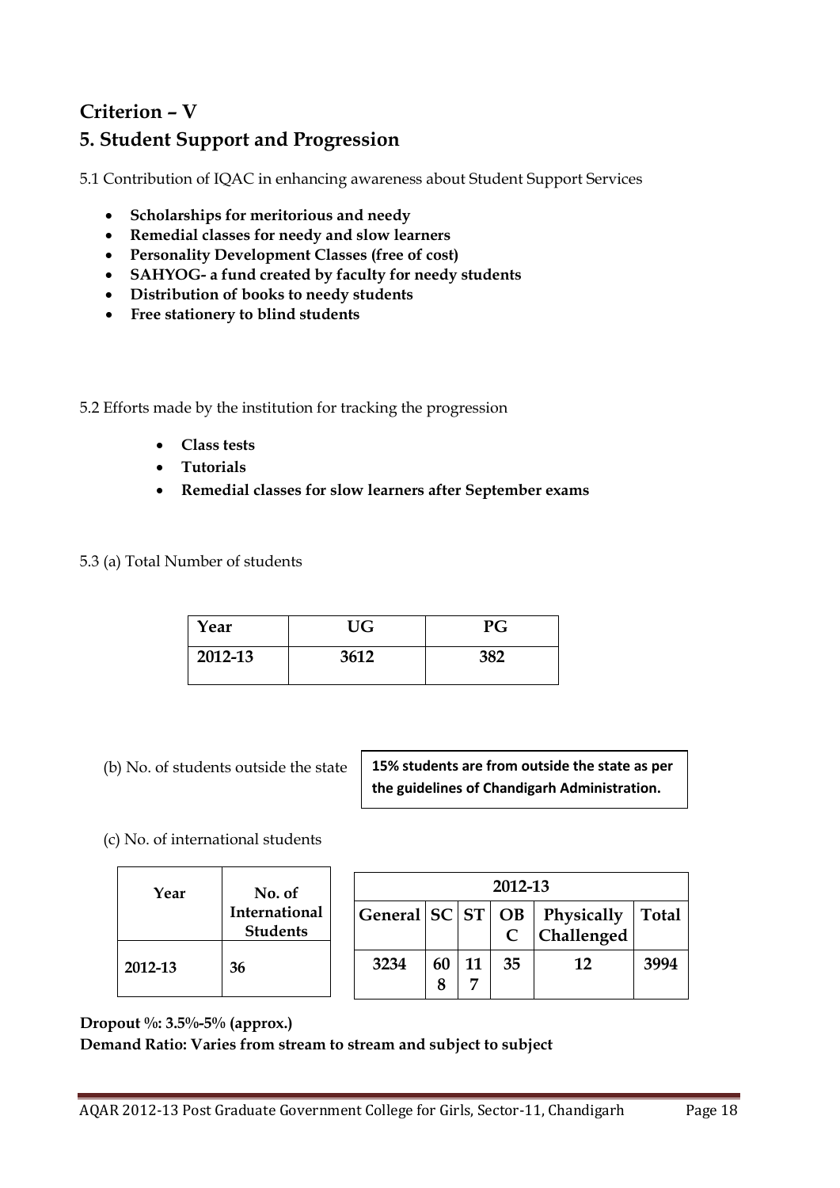## Criterion – V

## 5. Student Support and Progression

5.1 Contribution of IQAC in enhancing awareness about Student Support Services

- **Scholarships for meritorious and needy**
- **Remedial classes for needy and slow learners**
- **Personality Development Classes (free of cost)**
- **SAHYOG- a fund created by faculty for needy students**
- **Distribution of books to needy students**
- **Free stationery to blind students**

5.2 Efforts made by the institution for tracking the progression

- **Class tests**
- **Tutorials**
- **Remedial classes for slow learners after September exams**

5.3 (a) Total Number of students

| Year | UG | PG |
|---|---|---|
| 2012-13 | 3612 | 382 |

(b) No. of students outside the state

**15% students are from outside the state as per the guidelines of Chandigarh Administration.**

(c) No. of international students

| Year | No. of International Students |
|---|---|
| 2012-13 | 36 |

| 2012-13 | | | | | |
|---|---|---|---|---|---|
| General | SC | ST | OBC | Physically Challenged | Total |
| 3234 | 608 | 117 | 35 | 12 | 3994 |

**Dropout %: 3.5%-5% (approx.)**

**Demand Ratio: Varies from stream to stream and subject to subject**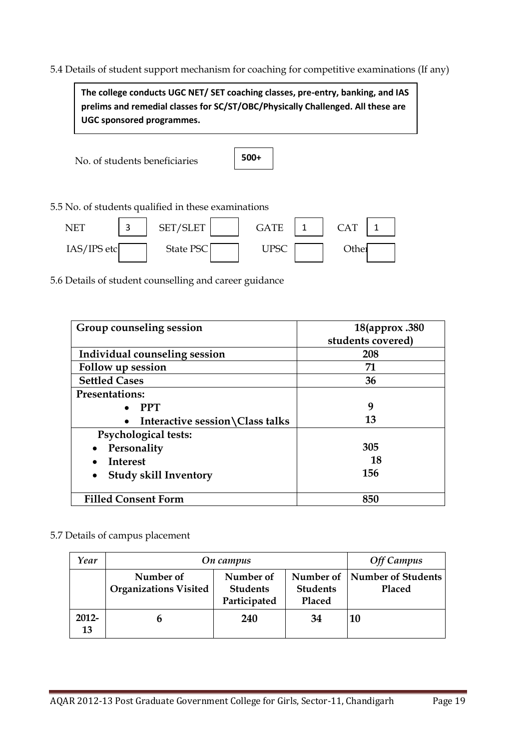5.4 Details of student support mechanism for coaching for competitive examinations (If any)

**The college conducts UGC NET/ SET coaching classes, pre-entry, banking, and IAS prelims and remedial classes for SC/ST/OBC/Physically Challenged. All these are UGC sponsored programmes.**

No. of students beneficiaries **500+**

5.5 No. of students qualified in these examinations

| NET | 3 | SET/SLET | | GATE | 1 | CAT | 1 |
|---|---|---|---|---|---|---|---|
| IAS/IPS etc | | State PSC | | UPSC | | Other | |

5.6 Details of student counselling and career guidance

| **Group counseling session** | **18(approx .380 students covered)** |
|---|---|
| **Individual counseling session** | **208** |
| **Follow up session** | **71** |
| **Settled Cases** | **36** |
| **Presentations:**<br>• **PPT**<br>• **Interactive session\Class talks** | <br>**9**<br>**13** |
| **Psychological tests:**<br>• **Personality**<br>• **Interest**<br>• **Study skill Inventory** | <br>**305**<br>**18**<br>**156** |
| **Filled Consent Form** | **850** |

5.7 Details of campus placement

| *Year* | *On campus* | | | *Off Campus* |
|---|---|---|---|---|
| | **Number of Organizations Visited** | **Number of Students Participated** | **Number of Students Placed** | **Number of Students Placed** |
| **2012-13** | **6** | **240** | **34** | **10** |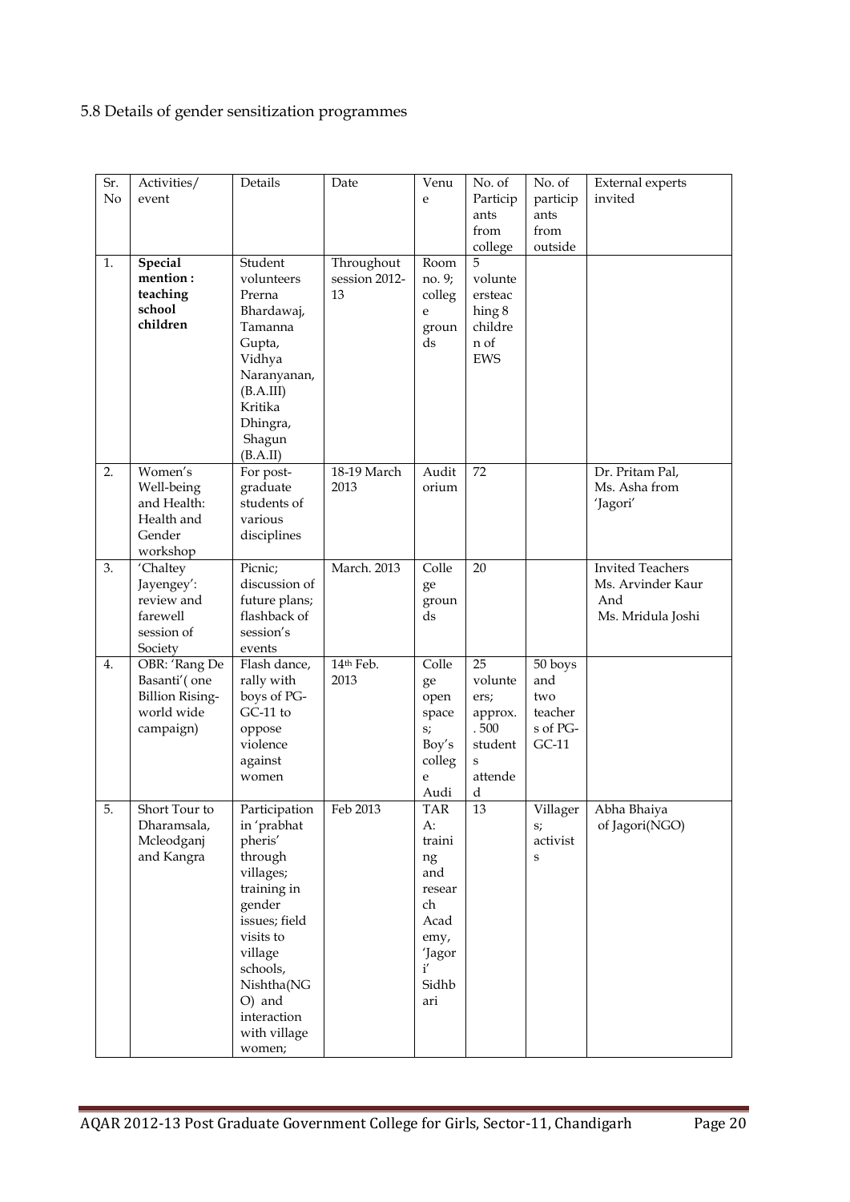5.8 Details of gender sensitization programmes

| Sr. No | Activities/ event | Details | Date | Venue | No. of Participants from college | No. of participants from outside | External experts invited |
|---|---|---|---|---|---|---|---|
| 1. | **Special mention : teaching school children** | Student volunteers Prerna Bhardawaj, Tamanna Gupta, Vidhya Naranyanan, (B.A.III) Kritika Dhingra, Shagun (B.A.II) | Throughout session 2012-13 | Room no. 9; college grounds | 5 volunteersteaching 8 children of EWS | | |
| 2. | Women's Well-being and Health: Health and Gender workshop | For post-graduate students of various disciplines | 18-19 March 2013 | Auditorium | 72 | | Dr. Pritam Pal, Ms. Asha from 'Jagori' |
| 3. | 'Chaltey Jayengey': review and farewell session of Society | Picnic; discussion of future plans; flashback of session's events | March. 2013 | College grounds | 20 | | Invited Teachers Ms. Arvinder Kaur And Ms. Mridula Joshi |
| 4. | OBR: 'Rang De Basanti'( one Billion Rising- world wide campaign) | Flash dance, rally with boys of PG-GC-11 to oppose violence against women | 14th Feb. 2013 | College open spaces; Boy's college Audi | 25 volunteers; approx. . 500 students attended | 50 boys and two teachers of PG-GC-11 | |
| 5. | Short Tour to Dharamsala, Mcleodganj and Kangra | Participation in 'prabhat pheris' through villages; training in gender issues; field visits to village schools, Nishtha(NGO) and interaction with village women; | Feb 2013 | TARA: training and research Academy, 'Jagori' Sidhbari | 13 | Villagers; activists | Abha Bhaiya of Jagori(NGO) |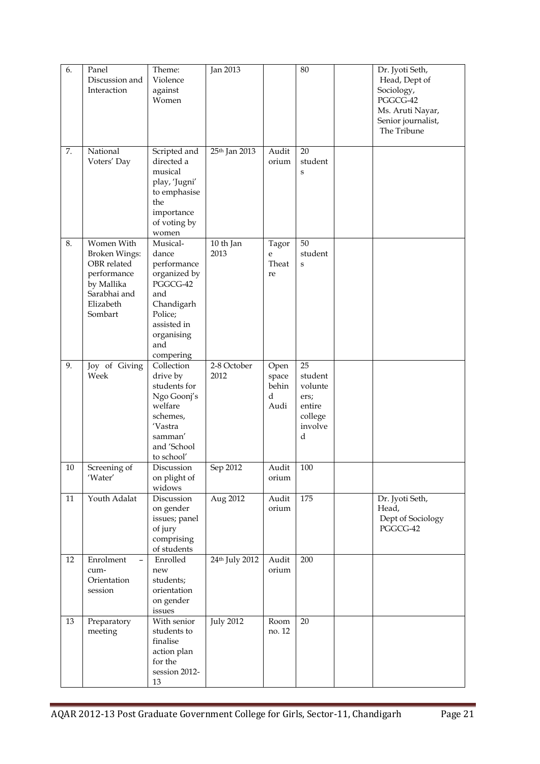| 6. | Panel Discussion and Interaction | Theme: Violence against Women | Jan 2013 | | 80 | | Dr. Jyoti Seth, Head, Dept of Sociology, PGGCG-42 Ms. Aruti Nayar, Senior journalist, The Tribune |
|---|---|---|---|---|---|---|---|
| 7. | National Voters' Day | Scripted and directed a musical play, 'Jugni' to emphasise the importance of voting by women | 25th Jan 2013 | Auditorium | 20 students | | |
| 8. | Women With Broken Wings: OBR related performance by Mallika Sarabhai and Elizabeth Sombart | Musical-dance performance organized by PGGCG-42 and Chandigarh Police; assisted in organising and compering | 10 th Jan 2013 | Tagore Theatre | 50 students | | |
| 9. | Joy of Giving Week | Collection drive by students for Ngo Goonj's welfare schemes, 'Vastra samman' and 'School to school' | 2-8 October 2012 | Open space behind Audi | 25 student volunteers; entire college involved | | |
| 10 | Screening of 'Water' | Discussion on plight of widows | Sep 2012 | Auditorium | 100 | | |
| 11 | Youth Adalat | Discussion on gender issues; panel of jury comprising of students | Aug 2012 | Auditorium | 175 | | Dr. Jyoti Seth, Head, Dept of Sociology PGGCG-42 |
| 12 | Enrolment – cum-Orientation session | Enrolled new students; orientation on gender issues | 24th July 2012 | Auditorium | 200 | | |
| 13 | Preparatory meeting | With senior students to finalise action plan for the session 2012-13 | July 2012 | Room no. 12 | 20 | | |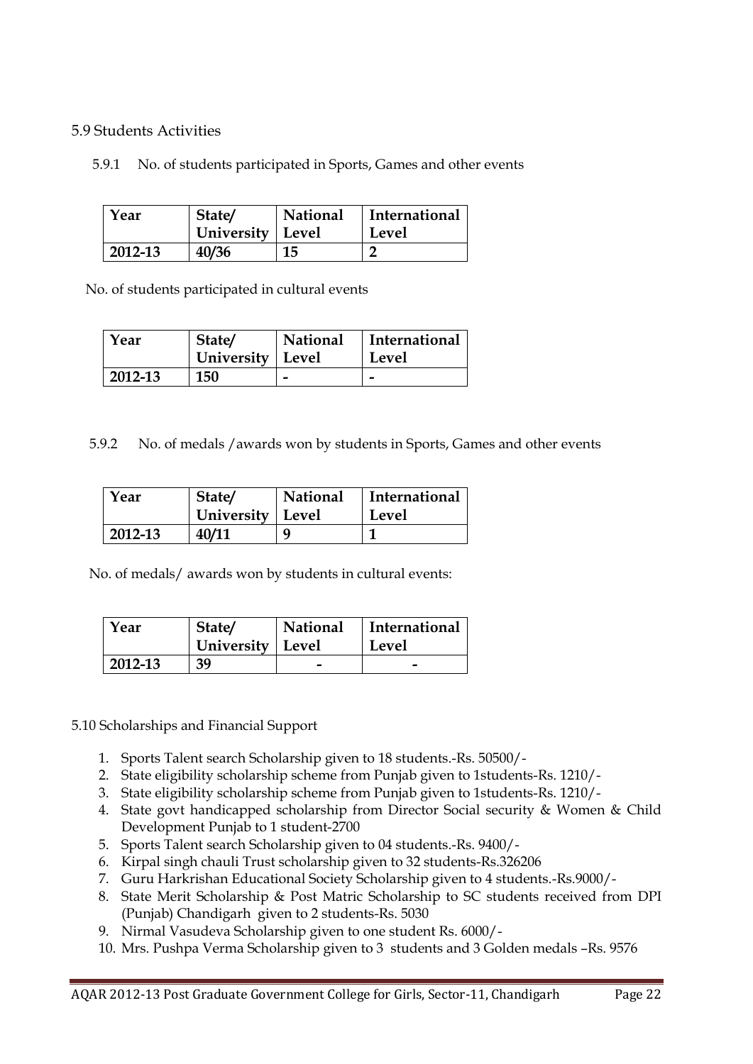## 5.9 Students Activities

5.9.1 No. of students participated in Sports, Games and other events

| Year | State/ University | National Level | International Level |
|---|---|---|---|
| **2012-13** | **40/36** | **15** | **2** |

No. of students participated in cultural events

| Year | State/ University | National Level | International Level |
|---|---|---|---|
| **2012-13** | **150** | **-** | **-** |

5.9.2 No. of medals /awards won by students in Sports, Games and other events

| Year | State/ University | National Level | International Level |
|---|---|---|---|
| **2012-13** | **40/11** | **9** | **1** |

No. of medals/ awards won by students in cultural events:

| Year | State/ University | National Level | International Level |
|---|---|---|---|
| **2012-13** | **39** | **-** | **-** |

## 5.10 Scholarships and Financial Support

1. Sports Talent search Scholarship given to 18 students.-Rs. 50500/-
2. State eligibility scholarship scheme from Punjab given to 1students-Rs. 1210/-
3. State eligibility scholarship scheme from Punjab given to 1students-Rs. 1210/-
4. State govt handicapped scholarship from Director Social security & Women & Child Development Punjab to 1 student-2700
5. Sports Talent search Scholarship given to 04 students.-Rs. 9400/-
6. Kirpal singh chauli Trust scholarship given to 32 students-Rs.326206
7. Guru Harkrishan Educational Society Scholarship given to 4 students.-Rs.9000/-
8. State Merit Scholarship & Post Matric Scholarship to SC students received from DPI (Punjab) Chandigarh given to 2 students-Rs. 5030
9. Nirmal Vasudeva Scholarship given to one student Rs. 6000/-
10. Mrs. Pushpa Verma Scholarship given to 3 students and 3 Golden medals –Rs. 9576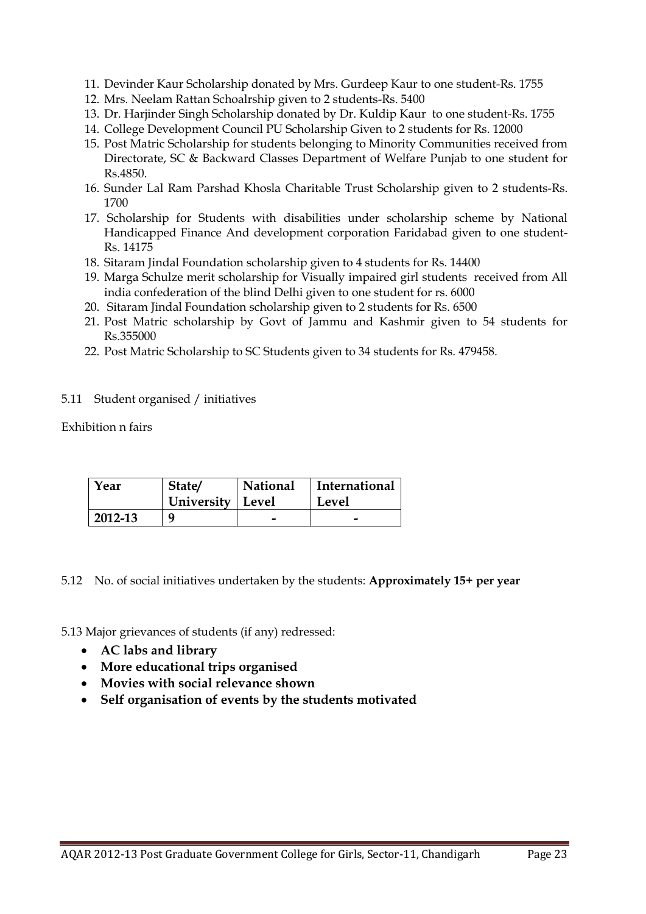11. Devinder Kaur Scholarship donated by Mrs. Gurdeep Kaur to one student-Rs. 1755
12. Mrs. Neelam Rattan Schoalrship given to 2 students-Rs. 5400
13. Dr. Harjinder Singh Scholarship donated by Dr. Kuldip Kaur to one student-Rs. 1755
14. College Development Council PU Scholarship Given to 2 students for Rs. 12000
15. Post Matric Scholarship for students belonging to Minority Communities received from Directorate, SC & Backward Classes Department of Welfare Punjab to one student for Rs.4850.
16. Sunder Lal Ram Parshad Khosla Charitable Trust Scholarship given to 2 students-Rs. 1700
17. Scholarship for Students with disabilities under scholarship scheme by National Handicapped Finance And development corporation Faridabad given to one student-Rs. 14175
18. Sitaram Jindal Foundation scholarship given to 4 students for Rs. 14400
19. Marga Schulze merit scholarship for Visually impaired girl students received from All india confederation of the blind Delhi given to one student for rs. 6000
20. Sitaram Jindal Foundation scholarship given to 2 students for Rs. 6500
21. Post Matric scholarship by Govt of Jammu and Kashmir given to 54 students for Rs.355000
22. Post Matric Scholarship to SC Students given to 34 students for Rs. 479458.

5.11 Student organised / initiatives

Exhibition n fairs

| Year | State/ University | National Level | International Level |
|---|---|---|---|
| 2012-13 | 9 | - | - |

5.12 No. of social initiatives undertaken by the students: **Approximately 15+ per year**

5.13 Major grievances of students (if any) redressed:

- **AC labs and library**
- **More educational trips organised**
- **Movies with social relevance shown**
- **Self organisation of events by the students motivated**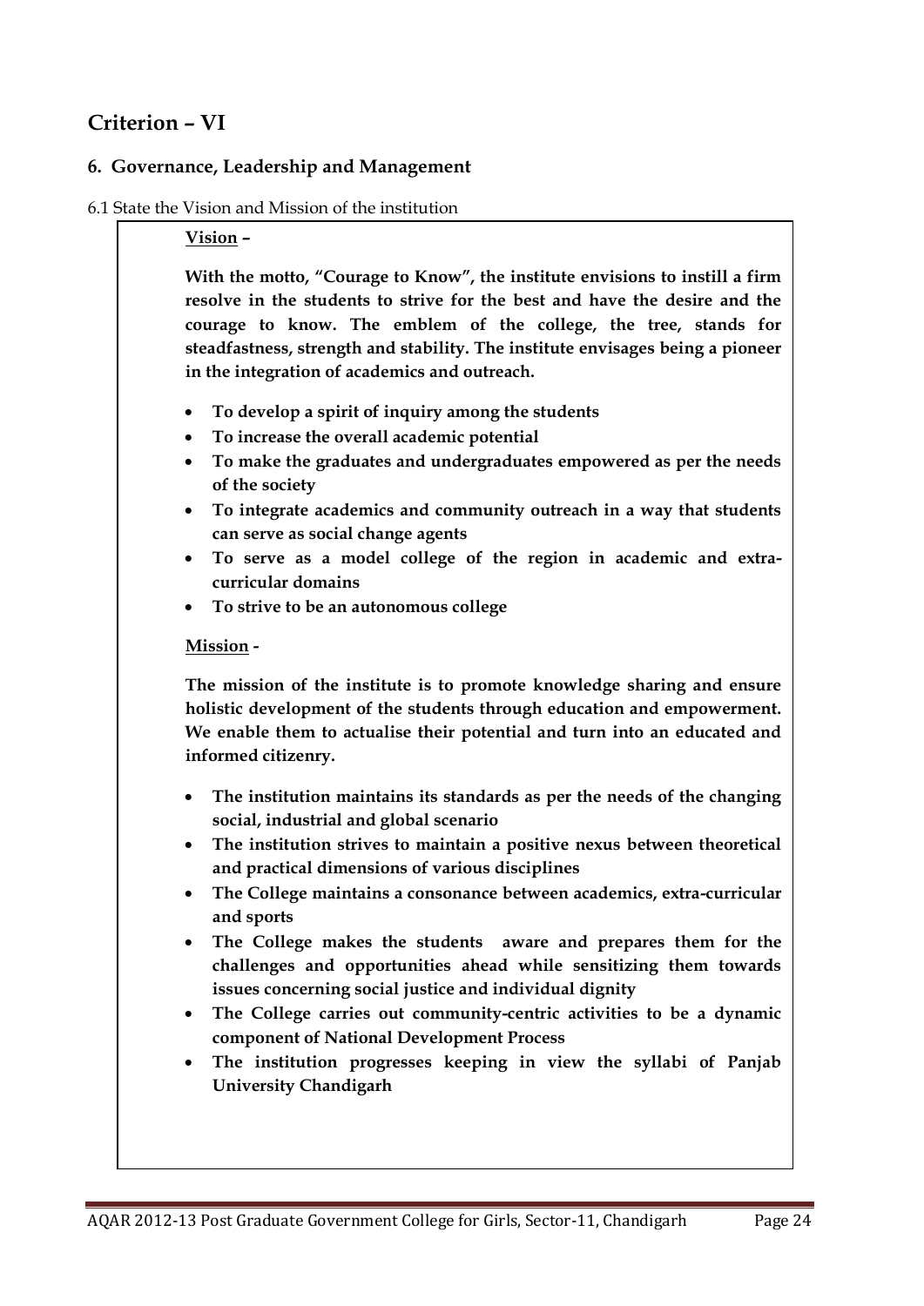## Criterion – VI

### 6. Governance, Leadership and Management

6.1 State the Vision and Mission of the institution

**Vision –**

**With the motto, "Courage to Know", the institute envisions to instill a firm resolve in the students to strive for the best and have the desire and the courage to know. The emblem of the college, the tree, stands for steadfastness, strength and stability. The institute envisages being a pioneer in the integration of academics and outreach.**

- **To develop a spirit of inquiry among the students**
- **To increase the overall academic potential**
- **To make the graduates and undergraduates empowered as per the needs of the society**
- **To integrate academics and community outreach in a way that students can serve as social change agents**
- **To serve as a model college of the region in academic and extra-curricular domains**
- **To strive to be an autonomous college**

**Mission -**

**The mission of the institute is to promote knowledge sharing and ensure holistic development of the students through education and empowerment. We enable them to actualise their potential and turn into an educated and informed citizenry.**

- **The institution maintains its standards as per the needs of the changing social, industrial and global scenario**
- **The institution strives to maintain a positive nexus between theoretical and practical dimensions of various disciplines**
- **The College maintains a consonance between academics, extra-curricular and sports**
- **The College makes the students aware and prepares them for the challenges and opportunities ahead while sensitizing them towards issues concerning social justice and individual dignity**
- **The College carries out community-centric activities to be a dynamic component of National Development Process**
- **The institution progresses keeping in view the syllabi of Panjab University Chandigarh**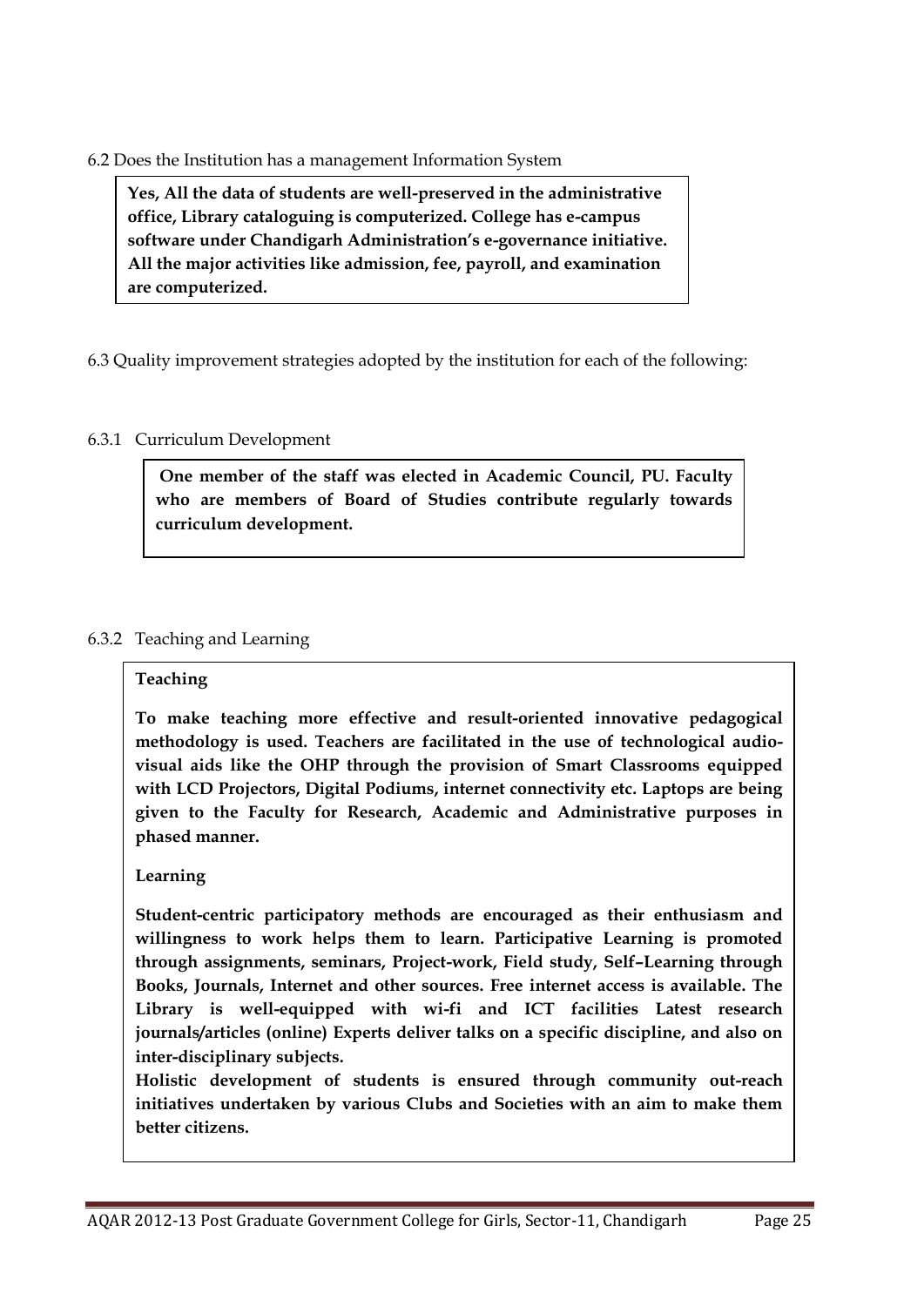6.2 Does the Institution has a management Information System

**Yes, All the data of students are well-preserved in the administrative office, Library cataloguing is computerized. College has e-campus software under Chandigarh Administration's e-governance initiative. All the major activities like admission, fee, payroll, and examination are computerized.**

6.3 Quality improvement strategies adopted by the institution for each of the following:

6.3.1 Curriculum Development

**One member of the staff was elected in Academic Council, PU. Faculty who are members of Board of Studies contribute regularly towards curriculum development.**

6.3.2 Teaching and Learning

**Teaching**

**To make teaching more effective and result-oriented innovative pedagogical methodology is used. Teachers are facilitated in the use of technological audio-visual aids like the OHP through the provision of Smart Classrooms equipped with LCD Projectors, Digital Podiums, internet connectivity etc. Laptops are being given to the Faculty for Research, Academic and Administrative purposes in phased manner.**

**Learning**

**Student-centric participatory methods are encouraged as their enthusiasm and willingness to work helps them to learn. Participative Learning is promoted through assignments, seminars, Project-work, Field study, Self–Learning through Books, Journals, Internet and other sources. Free internet access is available. The Library is well-equipped with wi-fi and ICT facilities Latest research journals/articles (online) Experts deliver talks on a specific discipline, and also on inter-disciplinary subjects.**

**Holistic development of students is ensured through community out-reach initiatives undertaken by various Clubs and Societies with an aim to make them better citizens.**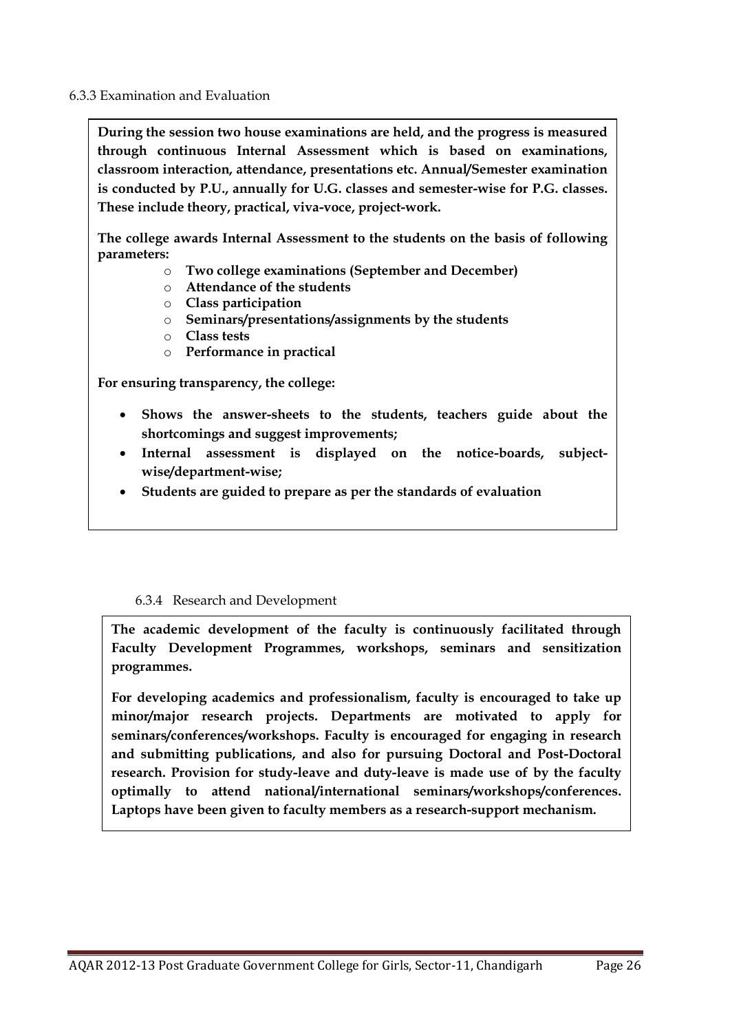6.3.3 Examination and Evaluation

**During the session two house examinations are held, and the progress is measured through continuous Internal Assessment which is based on examinations, classroom interaction, attendance, presentations etc. Annual/Semester examination is conducted by P.U., annually for U.G. classes and semester-wise for P.G. classes. These include theory, practical, viva-voce, project-work.**

**The college awards Internal Assessment to the students on the basis of following parameters:**

- **Two college examinations (September and December)**
- **Attendance of the students**
- **Class participation**
- **Seminars/presentations/assignments by the students**
- **Class tests**
- **Performance in practical**

**For ensuring transparency, the college:**

- **Shows the answer-sheets to the students, teachers guide about the shortcomings and suggest improvements;**
- **Internal assessment is displayed on the notice-boards, subject-wise/department-wise;**
- **Students are guided to prepare as per the standards of evaluation**

6.3.4 Research and Development

**The academic development of the faculty is continuously facilitated through Faculty Development Programmes, workshops, seminars and sensitization programmes.**

**For developing academics and professionalism, faculty is encouraged to take up minor/major research projects. Departments are motivated to apply for seminars/conferences/workshops. Faculty is encouraged for engaging in research and submitting publications, and also for pursuing Doctoral and Post-Doctoral research. Provision for study-leave and duty-leave is made use of by the faculty optimally to attend national/international seminars/workshops/conferences. Laptops have been given to faculty members as a research-support mechanism.**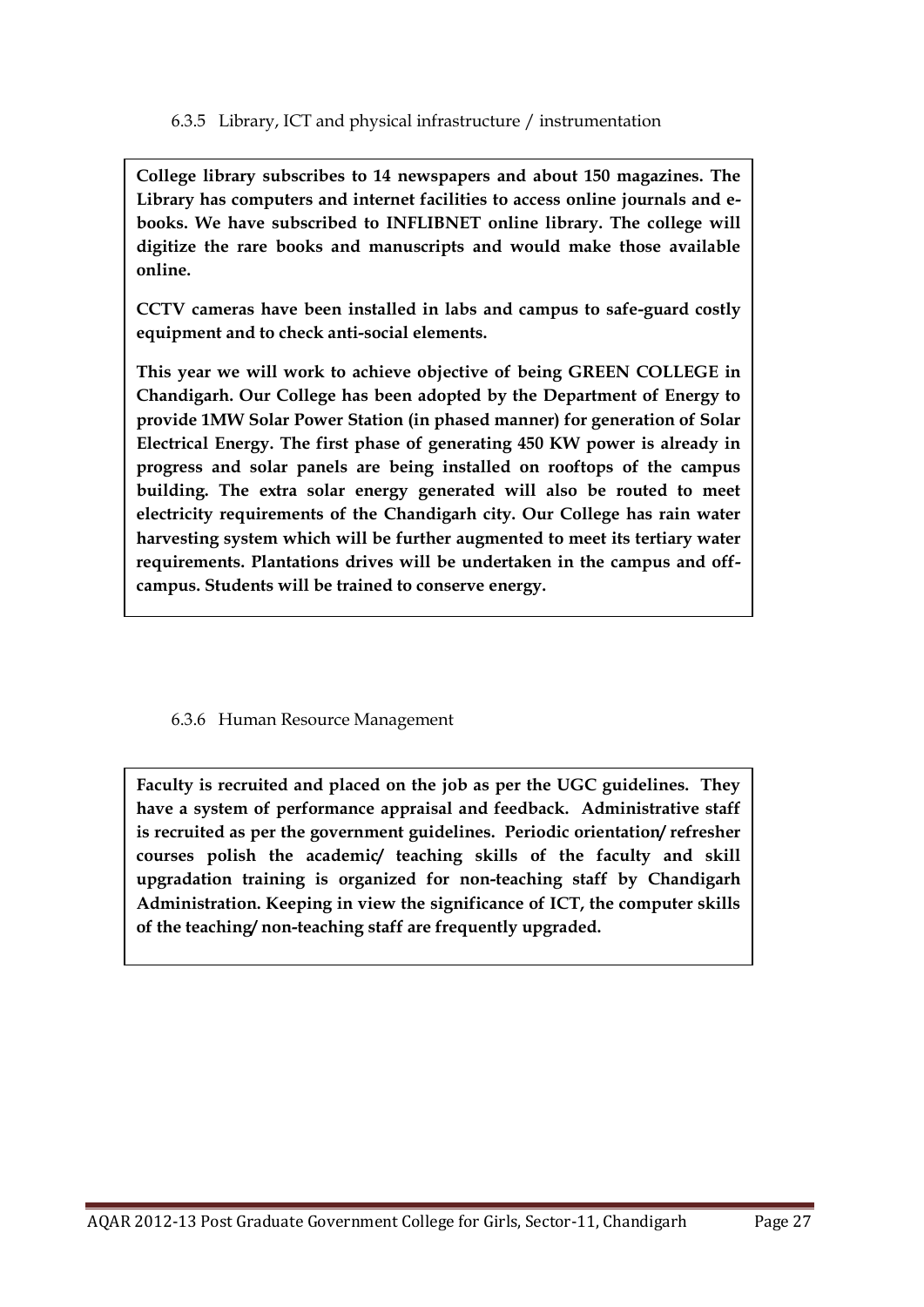6.3.5 Library, ICT and physical infrastructure / instrumentation

**College library subscribes to 14 newspapers and about 150 magazines. The Library has computers and internet facilities to access online journals and e-books. We have subscribed to INFLIBNET online library. The college will digitize the rare books and manuscripts and would make those available online.**

**CCTV cameras have been installed in labs and campus to safe-guard costly equipment and to check anti-social elements.**

**This year we will work to achieve objective of being GREEN COLLEGE in Chandigarh. Our College has been adopted by the Department of Energy to provide 1MW Solar Power Station (in phased manner) for generation of Solar Electrical Energy. The first phase of generating 450 KW power is already in progress and solar panels are being installed on rooftops of the campus building. The extra solar energy generated will also be routed to meet electricity requirements of the Chandigarh city. Our College has rain water harvesting system which will be further augmented to meet its tertiary water requirements. Plantations drives will be undertaken in the campus and off-campus. Students will be trained to conserve energy.**

6.3.6 Human Resource Management

**Faculty is recruited and placed on the job as per the UGC guidelines. They have a system of performance appraisal and feedback. Administrative staff is recruited as per the government guidelines. Periodic orientation/ refresher courses polish the academic/ teaching skills of the faculty and skill upgradation training is organized for non-teaching staff by Chandigarh Administration. Keeping in view the significance of ICT, the computer skills of the teaching/ non-teaching staff are frequently upgraded.**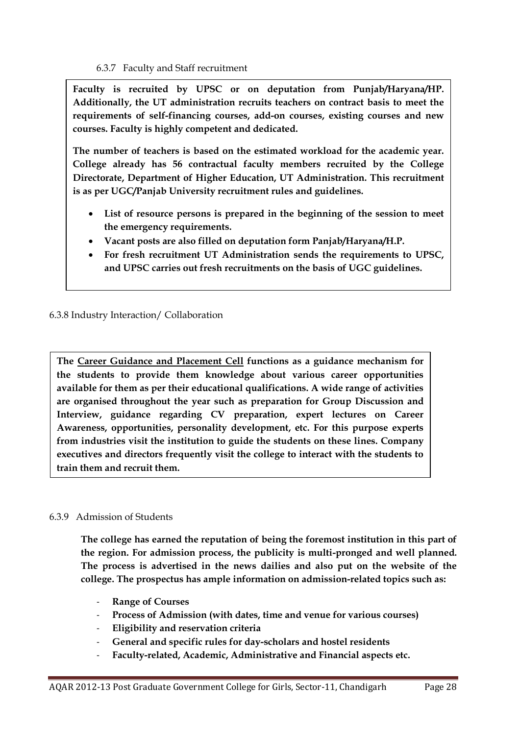### 6.3.7 Faculty and Staff recruitment

**Faculty is recruited by UPSC or on deputation from Punjab/Haryana/HP. Additionally, the UT administration recruits teachers on contract basis to meet the requirements of self-financing courses, add-on courses, existing courses and new courses. Faculty is highly competent and dedicated.**

**The number of teachers is based on the estimated workload for the academic year. College already has 56 contractual faculty members recruited by the College Directorate, Department of Higher Education, UT Administration. This recruitment is as per UGC/Panjab University recruitment rules and guidelines.**

- **List of resource persons is prepared in the beginning of the session to meet the emergency requirements.**
- **Vacant posts are also filled on deputation form Panjab/Haryana/H.P.**
- **For fresh recruitment UT Administration sends the requirements to UPSC, and UPSC carries out fresh recruitments on the basis of UGC guidelines.**

### 6.3.8 Industry Interaction/ Collaboration

**The Career Guidance and Placement Cell functions as a guidance mechanism for the students to provide them knowledge about various career opportunities available for them as per their educational qualifications. A wide range of activities are organised throughout the year such as preparation for Group Discussion and Interview, guidance regarding CV preparation, expert lectures on Career Awareness, opportunities, personality development, etc. For this purpose experts from industries visit the institution to guide the students on these lines. Company executives and directors frequently visit the college to interact with the students to train them and recruit them.**

### 6.3.9 Admission of Students

**The college has earned the reputation of being the foremost institution in this part of the region. For admission process, the publicity is multi-pronged and well planned. The process is advertised in the news dailies and also put on the website of the college. The prospectus has ample information on admission-related topics such as:**

- **Range of Courses**
- **Process of Admission (with dates, time and venue for various courses)**
- **Eligibility and reservation criteria**
- **General and specific rules for day-scholars and hostel residents**
- **Faculty-related, Academic, Administrative and Financial aspects etc.**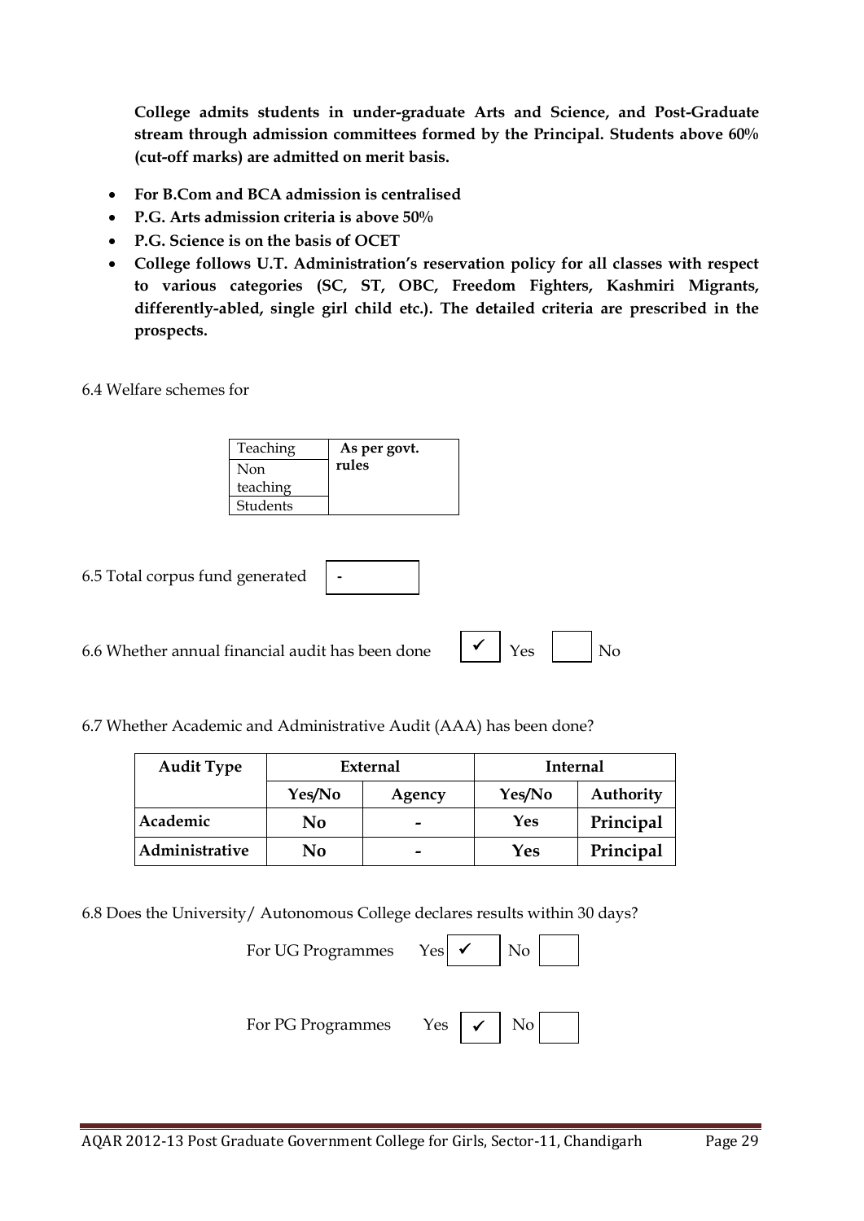**College admits students in under-graduate Arts and Science, and Post-Graduate stream through admission committees formed by the Principal. Students above 60% (cut-off marks) are admitted on merit basis.**

- **For B.Com and BCA admission is centralised**
- **P.G. Arts admission criteria is above 50%**
- **P.G. Science is on the basis of OCET**
- **College follows U.T. Administration's reservation policy for all classes with respect to various categories (SC, ST, OBC, Freedom Fighters, Kashmiri Migrants, differently-abled, single girl child etc.). The detailed criteria are prescribed in the prospects.**

6.4 Welfare schemes for

| | |
|---|---|
| Teaching | **As per govt. rules** |
| Non teaching | |
| Students | |

6.5 Total corpus fund generated: -

6.6 Whether annual financial audit has been done: ✓ Yes ☐ No

6.7 Whether Academic and Administrative Audit (AAA) has been done?

| Audit Type | External | | Internal | |
|---|---|---|---|---|
| | Yes/No | Agency | Yes/No | Authority |
| **Academic** | **No** | **-** | **Yes** | **Principal** |
| **Administrative** | **No** | **-** | **Yes** | **Principal** |

6.8 Does the University/ Autonomous College declares results within 30 days?

For UG Programmes: Yes ✓ No ☐

For PG Programmes: Yes ✓ No ☐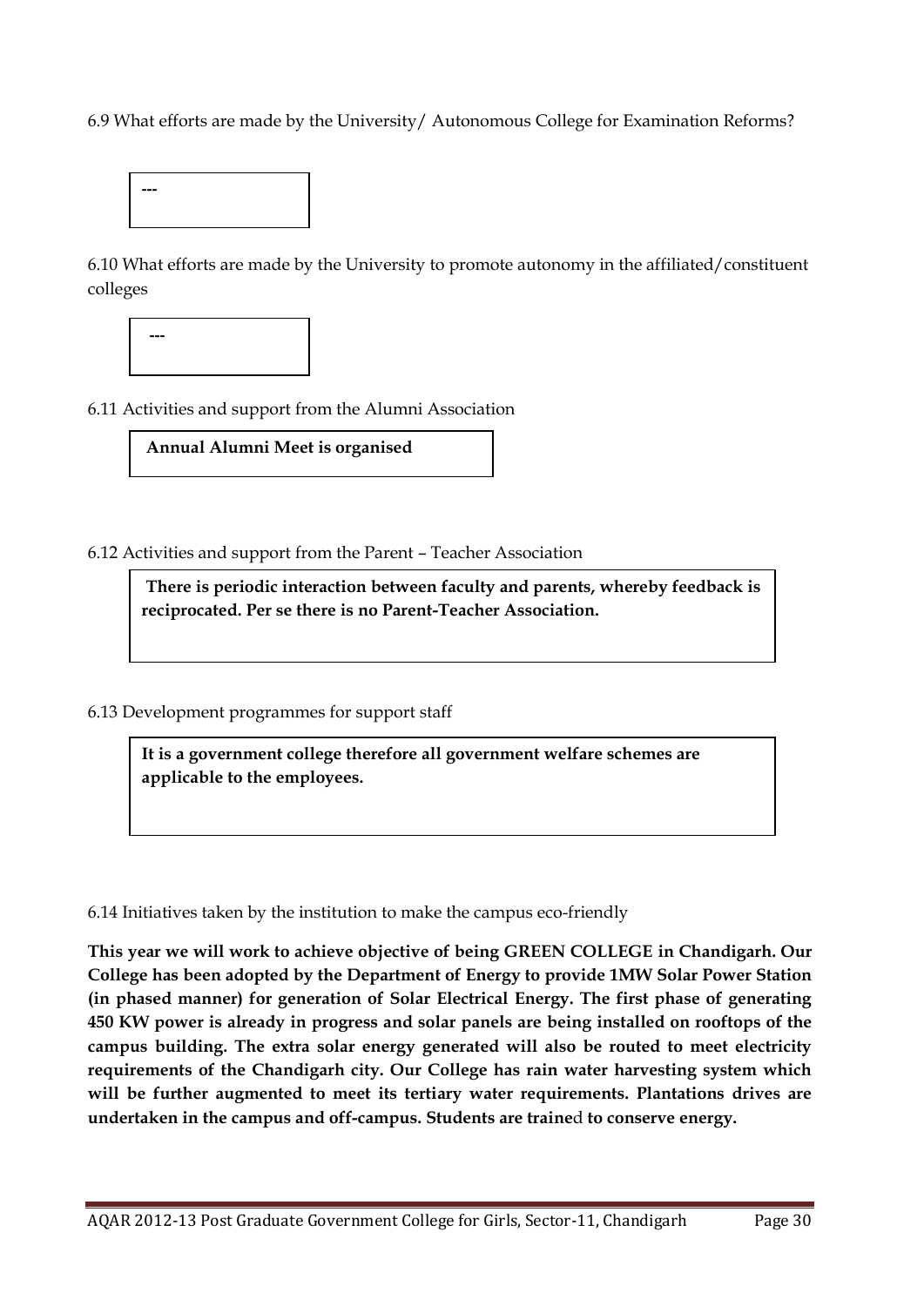6.9 What efforts are made by the University/ Autonomous College for Examination Reforms?

---

6.10 What efforts are made by the University to promote autonomy in the affiliated/constituent colleges

---

6.11 Activities and support from the Alumni Association

**Annual Alumni Meet is organised**

6.12 Activities and support from the Parent – Teacher Association

**There is periodic interaction between faculty and parents, whereby feedback is reciprocated. Per se there is no Parent-Teacher Association.**

6.13 Development programmes for support staff

**It is a government college therefore all government welfare schemes are applicable to the employees.**

6.14 Initiatives taken by the institution to make the campus eco-friendly

**This year we will work to achieve objective of being GREEN COLLEGE in Chandigarh. Our College has been adopted by the Department of Energy to provide 1MW Solar Power Station (in phased manner) for generation of Solar Electrical Energy. The first phase of generating 450 KW power is already in progress and solar panels are being installed on rooftops of the campus building. The extra solar energy generated will also be routed to meet electricity requirements of the Chandigarh city. Our College has rain water harvesting system which will be further augmented to meet its tertiary water requirements. Plantations drives are undertaken in the campus and off-campus. Students are trained to conserve energy.**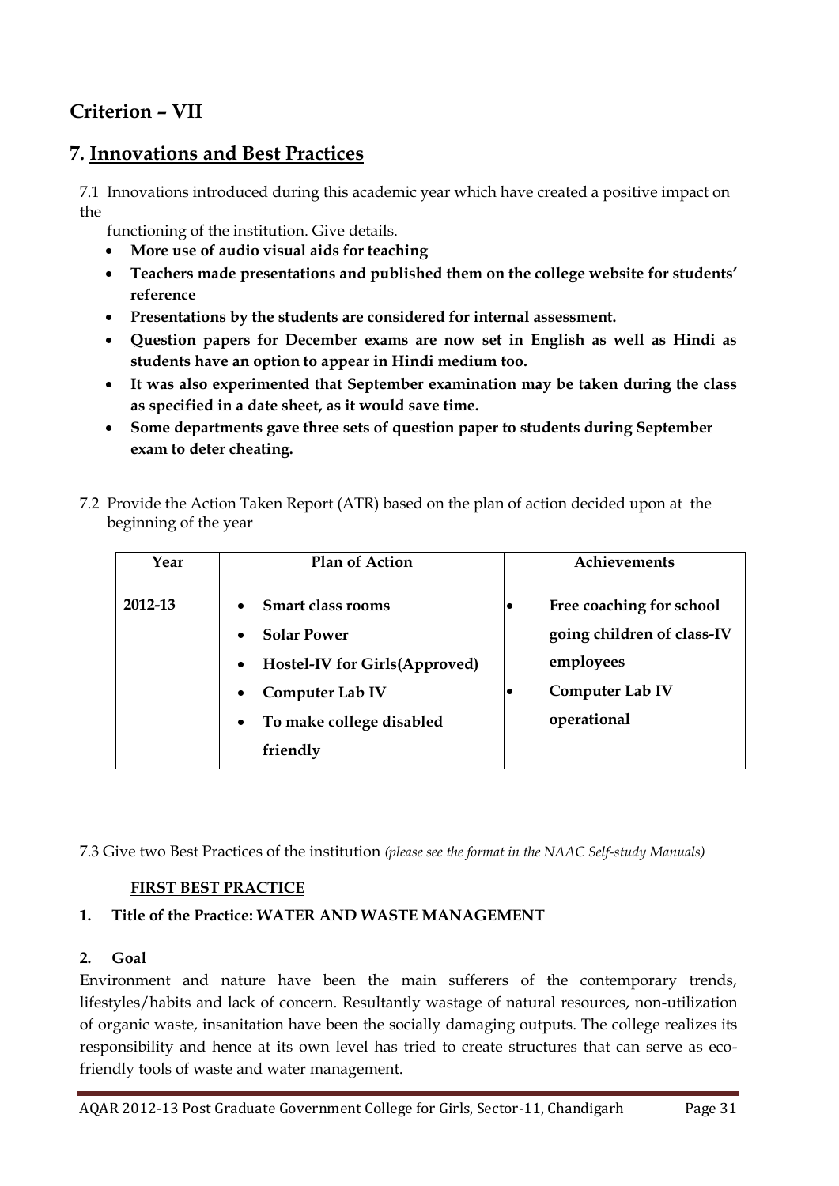## Criterion – VII

## 7. Innovations and Best Practices

7.1 Innovations introduced during this academic year which have created a positive impact on the functioning of the institution. Give details.

- **More use of audio visual aids for teaching**
- **Teachers made presentations and published them on the college website for students' reference**
- **Presentations by the students are considered for internal assessment.**
- **Question papers for December exams are now set in English as well as Hindi as students have an option to appear in Hindi medium too.**
- **It was also experimented that September examination may be taken during the class as specified in a date sheet, as it would save time.**
- **Some departments gave three sets of question paper to students during September exam to deter cheating.**

7.2 Provide the Action Taken Report (ATR) based on the plan of action decided upon at the beginning of the year

| Year | Plan of Action | Achievements |
|---|---|---|
| 2012-13 | • **Smart class rooms**<br>• **Solar Power**<br>• **Hostel-IV for Girls(Approved)**<br>• **Computer Lab IV**<br>• **To make college disabled friendly** | • **Free coaching for school going children of class-IV employees**<br>• **Computer Lab IV operational** |

7.3 Give two Best Practices of the institution *(please see the format in the NAAC Self-study Manuals)*

**FIRST BEST PRACTICE**

**1. Title of the Practice: WATER AND WASTE MANAGEMENT**

**2. Goal**

Environment and nature have been the main sufferers of the contemporary trends, lifestyles/habits and lack of concern. Resultantly wastage of natural resources, non-utilization of organic waste, insanitation have been the socially damaging outputs. The college realizes its responsibility and hence at its own level has tried to create structures that can serve as eco-friendly tools of waste and water management.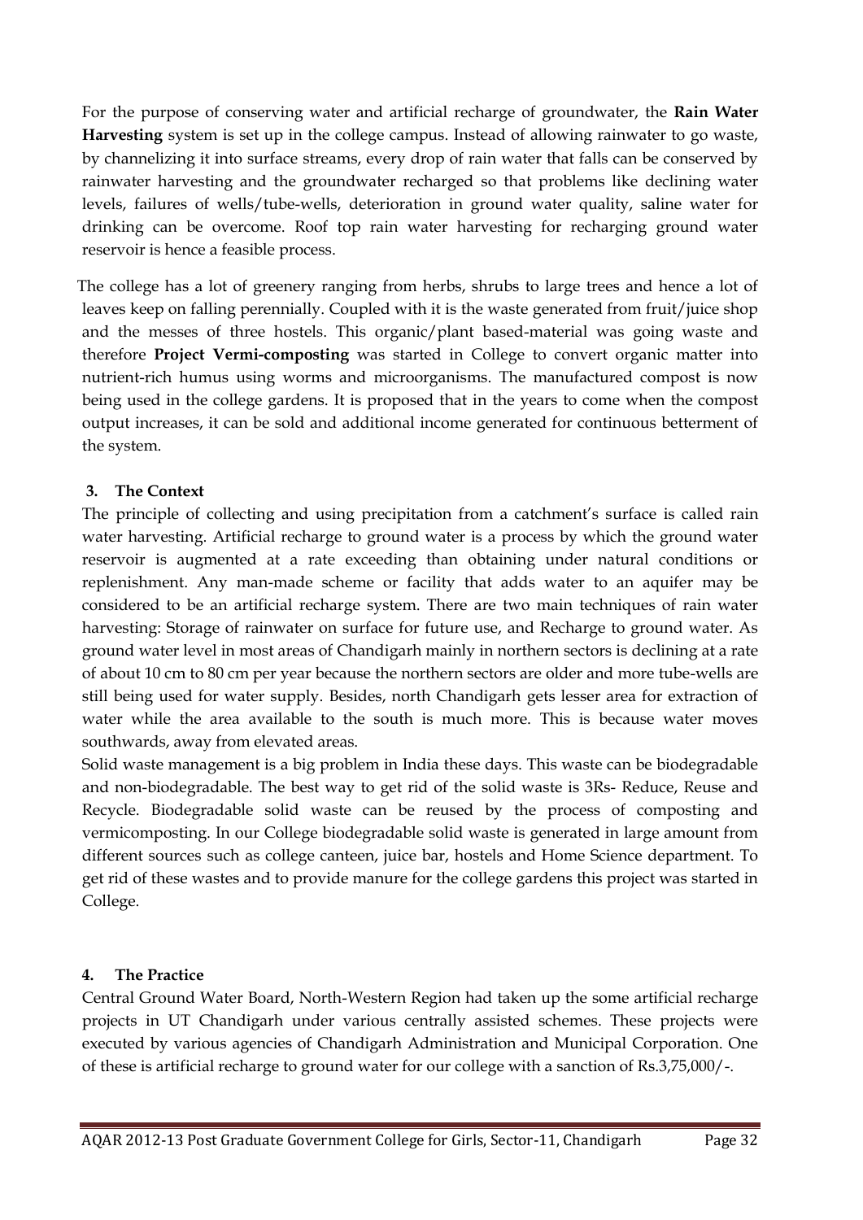For the purpose of conserving water and artificial recharge of groundwater, the **Rain Water Harvesting** system is set up in the college campus. Instead of allowing rainwater to go waste, by channelizing it into surface streams, every drop of rain water that falls can be conserved by rainwater harvesting and the groundwater recharged so that problems like declining water levels, failures of wells/tube-wells, deterioration in ground water quality, saline water for drinking can be overcome. Roof top rain water harvesting for recharging ground water reservoir is hence a feasible process.

The college has a lot of greenery ranging from herbs, shrubs to large trees and hence a lot of leaves keep on falling perennially. Coupled with it is the waste generated from fruit/juice shop and the messes of three hostels. This organic/plant based-material was going waste and therefore **Project Vermi-composting** was started in College to convert organic matter into nutrient-rich humus using worms and microorganisms. The manufactured compost is now being used in the college gardens. It is proposed that in the years to come when the compost output increases, it can be sold and additional income generated for continuous betterment of the system.

### 3. The Context

The principle of collecting and using precipitation from a catchment's surface is called rain water harvesting. Artificial recharge to ground water is a process by which the ground water reservoir is augmented at a rate exceeding than obtaining under natural conditions or replenishment. Any man-made scheme or facility that adds water to an aquifer may be considered to be an artificial recharge system. There are two main techniques of rain water harvesting: Storage of rainwater on surface for future use, and Recharge to ground water. As ground water level in most areas of Chandigarh mainly in northern sectors is declining at a rate of about 10 cm to 80 cm per year because the northern sectors are older and more tube-wells are still being used for water supply. Besides, north Chandigarh gets lesser area for extraction of water while the area available to the south is much more. This is because water moves southwards, away from elevated areas.

Solid waste management is a big problem in India these days. This waste can be biodegradable and non-biodegradable. The best way to get rid of the solid waste is 3Rs- Reduce, Reuse and Recycle. Biodegradable solid waste can be reused by the process of composting and vermicomposting. In our College biodegradable solid waste is generated in large amount from different sources such as college canteen, juice bar, hostels and Home Science department. To get rid of these wastes and to provide manure for the college gardens this project was started in College.

### 4. The Practice

Central Ground Water Board, North-Western Region had taken up the some artificial recharge projects in UT Chandigarh under various centrally assisted schemes. These projects were executed by various agencies of Chandigarh Administration and Municipal Corporation. One of these is artificial recharge to ground water for our college with a sanction of Rs.3,75,000/-.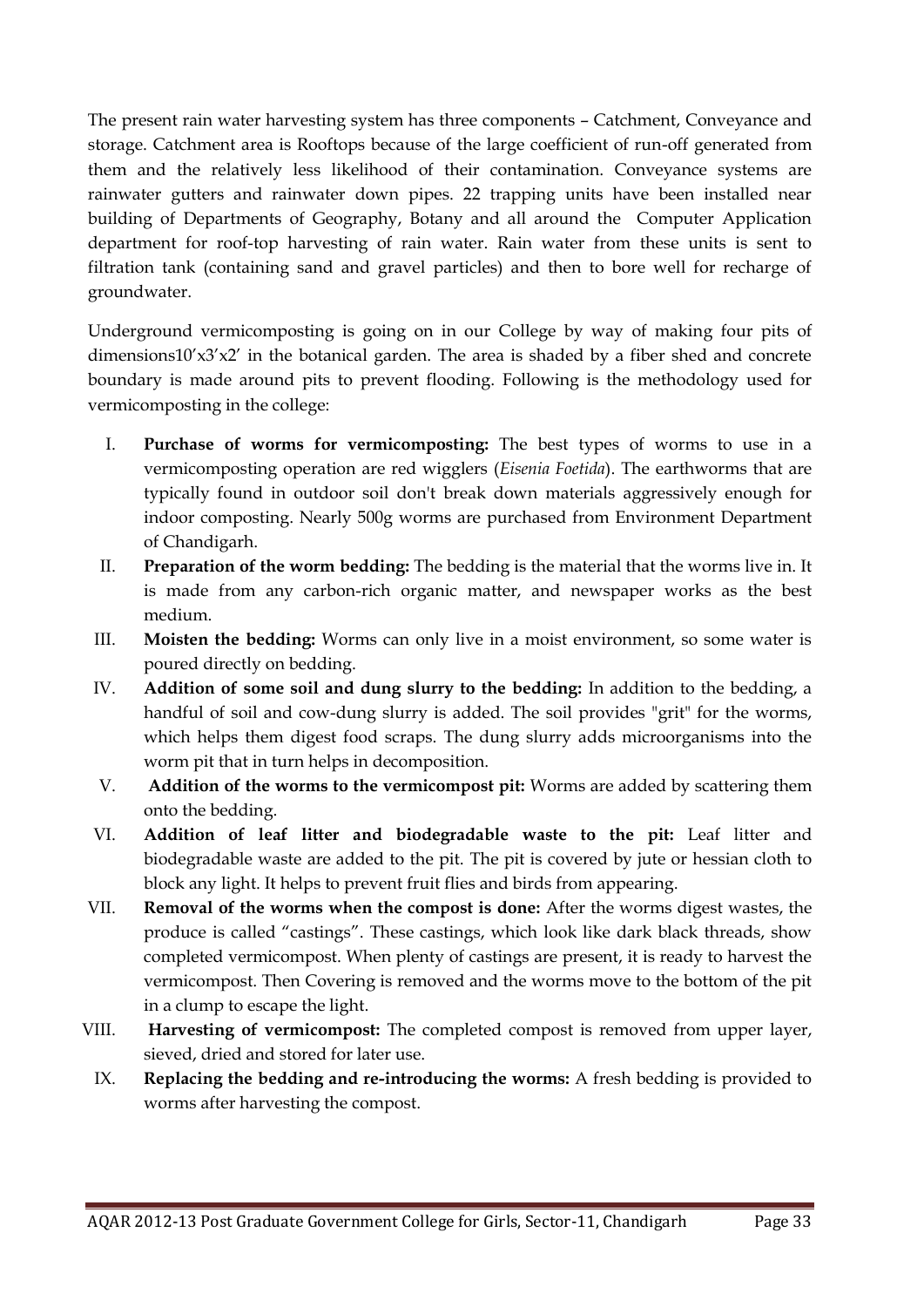The present rain water harvesting system has three components – Catchment, Conveyance and storage. Catchment area is Rooftops because of the large coefficient of run-off generated from them and the relatively less likelihood of their contamination. Conveyance systems are rainwater gutters and rainwater down pipes. 22 trapping units have been installed near building of Departments of Geography, Botany and all around the Computer Application department for roof-top harvesting of rain water. Rain water from these units is sent to filtration tank (containing sand and gravel particles) and then to bore well for recharge of groundwater.

Underground vermicomposting is going on in our College by way of making four pits of dimensions10'x3'x2' in the botanical garden. The area is shaded by a fiber shed and concrete boundary is made around pits to prevent flooding. Following is the methodology used for vermicomposting in the college:

I. **Purchase of worms for vermicomposting:** The best types of worms to use in a vermicomposting operation are red wigglers (*Eisenia Foetida*). The earthworms that are typically found in outdoor soil don't break down materials aggressively enough for indoor composting. Nearly 500g worms are purchased from Environment Department of Chandigarh.

II. **Preparation of the worm bedding:** The bedding is the material that the worms live in. It is made from any carbon-rich organic matter, and newspaper works as the best medium.

III. **Moisten the bedding:** Worms can only live in a moist environment, so some water is poured directly on bedding.

IV. **Addition of some soil and dung slurry to the bedding:** In addition to the bedding, a handful of soil and cow-dung slurry is added. The soil provides "grit" for the worms, which helps them digest food scraps. The dung slurry adds microorganisms into the worm pit that in turn helps in decomposition.

V. **Addition of the worms to the vermicompost pit:** Worms are added by scattering them onto the bedding.

VI. **Addition of leaf litter and biodegradable waste to the pit:** Leaf litter and biodegradable waste are added to the pit. The pit is covered by jute or hessian cloth to block any light. It helps to prevent fruit flies and birds from appearing.

VII. **Removal of the worms when the compost is done:** After the worms digest wastes, the produce is called "castings". These castings, which look like dark black threads, show completed vermicompost. When plenty of castings are present, it is ready to harvest the vermicompost. Then Covering is removed and the worms move to the bottom of the pit in a clump to escape the light.

VIII. **Harvesting of vermicompost:** The completed compost is removed from upper layer, sieved, dried and stored for later use.

IX. **Replacing the bedding and re-introducing the worms:** A fresh bedding is provided to worms after harvesting the compost.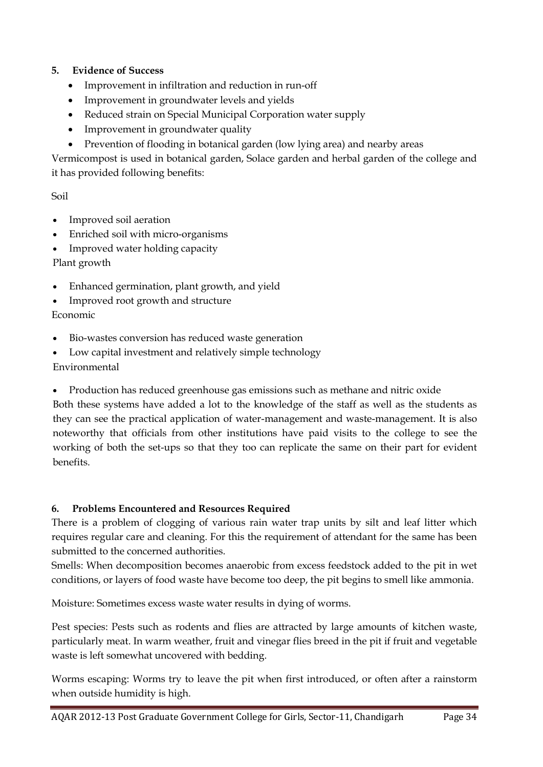### 5. Evidence of Success

- Improvement in infiltration and reduction in run-off
- Improvement in groundwater levels and yields
- Reduced strain on Special Municipal Corporation water supply
- Improvement in groundwater quality
- Prevention of flooding in botanical garden (low lying area) and nearby areas

Vermicompost is used in botanical garden, Solace garden and herbal garden of the college and it has provided following benefits:

Soil

- Improved soil aeration
- Enriched soil with micro-organisms
- Improved water holding capacity

Plant growth

- Enhanced germination, plant growth, and yield
- Improved root growth and structure

Economic

- Bio-wastes conversion has reduced waste generation
- Low capital investment and relatively simple technology

Environmental

- Production has reduced greenhouse gas emissions such as methane and nitric oxide

Both these systems have added a lot to the knowledge of the staff as well as the students as they can see the practical application of water-management and waste-management. It is also noteworthy that officials from other institutions have paid visits to the college to see the working of both the set-ups so that they too can replicate the same on their part for evident benefits.

### 6. Problems Encountered and Resources Required

There is a problem of clogging of various rain water trap units by silt and leaf litter which requires regular care and cleaning. For this the requirement of attendant for the same has been submitted to the concerned authorities.

Smells: When decomposition becomes anaerobic from excess feedstock added to the pit in wet conditions, or layers of food waste have become too deep, the pit begins to smell like ammonia.

Moisture: Sometimes excess waste water results in dying of worms.

Pest species: Pests such as rodents and flies are attracted by large amounts of kitchen waste, particularly meat. In warm weather, fruit and vinegar flies breed in the pit if fruit and vegetable waste is left somewhat uncovered with bedding.

Worms escaping: Worms try to leave the pit when first introduced, or often after a rainstorm when outside humidity is high.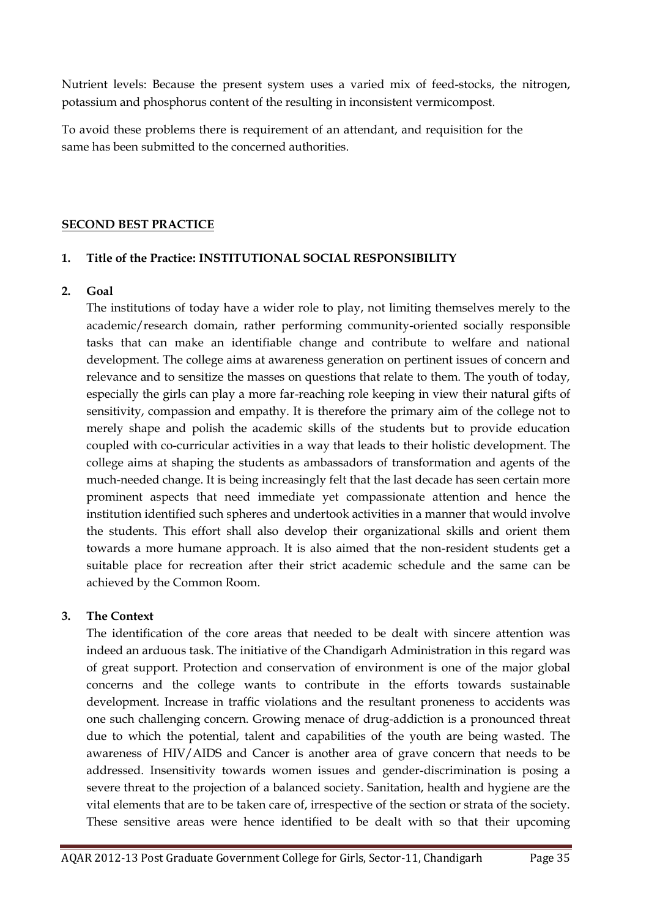Nutrient levels: Because the present system uses a varied mix of feed-stocks, the nitrogen, potassium and phosphorus content of the resulting in inconsistent vermicompost.

To avoid these problems there is requirement of an attendant, and requisition for the same has been submitted to the concerned authorities.

**SECOND BEST PRACTICE**

1. **Title of the Practice: INSTITUTIONAL SOCIAL RESPONSIBILITY**

2. **Goal**

   The institutions of today have a wider role to play, not limiting themselves merely to the academic/research domain, rather performing community-oriented socially responsible tasks that can make an identifiable change and contribute to welfare and national development. The college aims at awareness generation on pertinent issues of concern and relevance and to sensitize the masses on questions that relate to them. The youth of today, especially the girls can play a more far-reaching role keeping in view their natural gifts of sensitivity, compassion and empathy. It is therefore the primary aim of the college not to merely shape and polish the academic skills of the students but to provide education coupled with co-curricular activities in a way that leads to their holistic development. The college aims at shaping the students as ambassadors of transformation and agents of the much-needed change. It is being increasingly felt that the last decade has seen certain more prominent aspects that need immediate yet compassionate attention and hence the institution identified such spheres and undertook activities in a manner that would involve the students. This effort shall also develop their organizational skills and orient them towards a more humane approach. It is also aimed that the non-resident students get a suitable place for recreation after their strict academic schedule and the same can be achieved by the Common Room.

3. **The Context**

   The identification of the core areas that needed to be dealt with sincere attention was indeed an arduous task. The initiative of the Chandigarh Administration in this regard was of great support. Protection and conservation of environment is one of the major global concerns and the college wants to contribute in the efforts towards sustainable development. Increase in traffic violations and the resultant proneness to accidents was one such challenging concern. Growing menace of drug-addiction is a pronounced threat due to which the potential, talent and capabilities of the youth are being wasted. The awareness of HIV/AIDS and Cancer is another area of grave concern that needs to be addressed. Insensitivity towards women issues and gender-discrimination is posing a severe threat to the projection of a balanced society. Sanitation, health and hygiene are the vital elements that are to be taken care of, irrespective of the section or strata of the society. These sensitive areas were hence identified to be dealt with so that their upcoming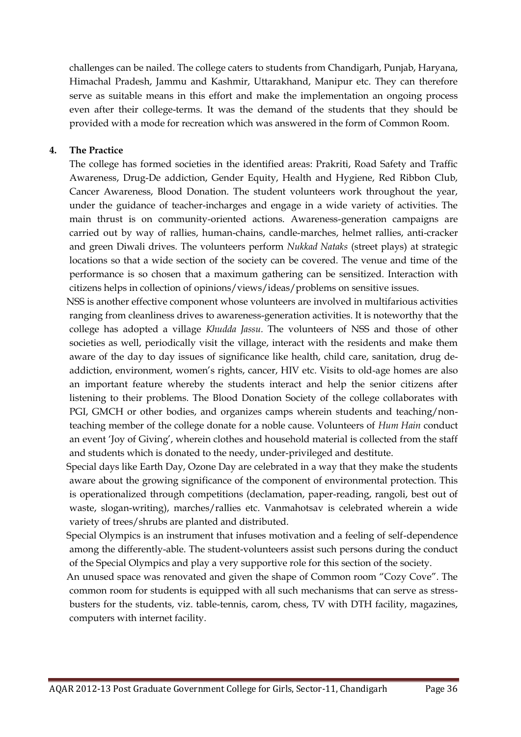challenges can be nailed. The college caters to students from Chandigarh, Punjab, Haryana, Himachal Pradesh, Jammu and Kashmir, Uttarakhand, Manipur etc. They can therefore serve as suitable means in this effort and make the implementation an ongoing process even after their college-terms. It was the demand of the students that they should be provided with a mode for recreation which was answered in the form of Common Room.

**4. The Practice**

The college has formed societies in the identified areas: Prakriti, Road Safety and Traffic Awareness, Drug-De addiction, Gender Equity, Health and Hygiene, Red Ribbon Club, Cancer Awareness, Blood Donation. The student volunteers work throughout the year, under the guidance of teacher-incharges and engage in a wide variety of activities. The main thrust is on community-oriented actions. Awareness-generation campaigns are carried out by way of rallies, human-chains, candle-marches, helmet rallies, anti-cracker and green Diwali drives. The volunteers perform *Nukkad Nataks* (street plays) at strategic locations so that a wide section of the society can be covered. The venue and time of the performance is so chosen that a maximum gathering can be sensitized. Interaction with citizens helps in collection of opinions/views/ideas/problems on sensitive issues.

NSS is another effective component whose volunteers are involved in multifarious activities ranging from cleanliness drives to awareness-generation activities. It is noteworthy that the college has adopted a village *Khudda Jassu*. The volunteers of NSS and those of other societies as well, periodically visit the village, interact with the residents and make them aware of the day to day issues of significance like health, child care, sanitation, drug de-addiction, environment, women's rights, cancer, HIV etc. Visits to old-age homes are also an important feature whereby the students interact and help the senior citizens after listening to their problems. The Blood Donation Society of the college collaborates with PGI, GMCH or other bodies, and organizes camps wherein students and teaching/non-teaching member of the college donate for a noble cause. Volunteers of *Hum Hain* conduct an event 'Joy of Giving', wherein clothes and household material is collected from the staff and students which is donated to the needy, under-privileged and destitute.

Special days like Earth Day, Ozone Day are celebrated in a way that they make the students aware about the growing significance of the component of environmental protection. This is operationalized through competitions (declamation, paper-reading, rangoli, best out of waste, slogan-writing), marches/rallies etc. Vanmahotsav is celebrated wherein a wide variety of trees/shrubs are planted and distributed.

Special Olympics is an instrument that infuses motivation and a feeling of self-dependence among the differently-able. The student-volunteers assist such persons during the conduct of the Special Olympics and play a very supportive role for this section of the society.

An unused space was renovated and given the shape of Common room "Cozy Cove". The common room for students is equipped with all such mechanisms that can serve as stress-busters for the students, viz. table-tennis, carom, chess, TV with DTH facility, magazines, computers with internet facility.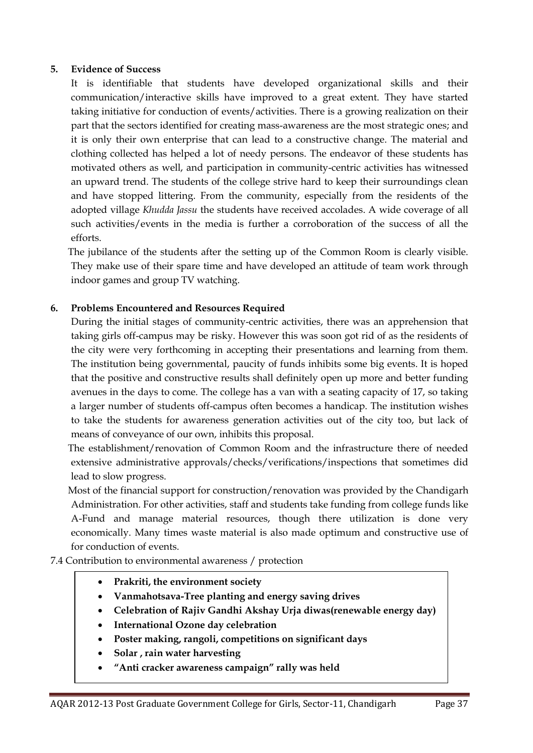**5. Evidence of Success**

It is identifiable that students have developed organizational skills and their communication/interactive skills have improved to a great extent. They have started taking initiative for conduction of events/activities. There is a growing realization on their part that the sectors identified for creating mass-awareness are the most strategic ones; and it is only their own enterprise that can lead to a constructive change. The material and clothing collected has helped a lot of needy persons. The endeavor of these students has motivated others as well, and participation in community-centric activities has witnessed an upward trend. The students of the college strive hard to keep their surroundings clean and have stopped littering. From the community, especially from the residents of the adopted village *Khudda Jassu* the students have received accolades. A wide coverage of all such activities/events in the media is further a corroboration of the success of all the efforts.

The jubilance of the students after the setting up of the Common Room is clearly visible. They make use of their spare time and have developed an attitude of team work through indoor games and group TV watching.

**6. Problems Encountered and Resources Required**

During the initial stages of community-centric activities, there was an apprehension that taking girls off-campus may be risky. However this was soon got rid of as the residents of the city were very forthcoming in accepting their presentations and learning from them. The institution being governmental, paucity of funds inhibits some big events. It is hoped that the positive and constructive results shall definitely open up more and better funding avenues in the days to come. The college has a van with a seating capacity of 17, so taking a larger number of students off-campus often becomes a handicap. The institution wishes to take the students for awareness generation activities out of the city too, but lack of means of conveyance of our own, inhibits this proposal.

The establishment/renovation of Common Room and the infrastructure there of needed extensive administrative approvals/checks/verifications/inspections that sometimes did lead to slow progress.

Most of the financial support for construction/renovation was provided by the Chandigarh Administration. For other activities, staff and students take funding from college funds like A-Fund and manage material resources, though there utilization is done very economically. Many times waste material is also made optimum and constructive use of for conduction of events.

7.4 Contribution to environmental awareness / protection

- **Prakriti, the environment society**
- **Vanmahotsava-Tree planting and energy saving drives**
- **Celebration of Rajiv Gandhi Akshay Urja diwas(renewable energy day)**
- **International Ozone day celebration**
- **Poster making, rangoli, competitions on significant days**
- **Solar , rain water harvesting**
- **"Anti cracker awareness campaign" rally was held**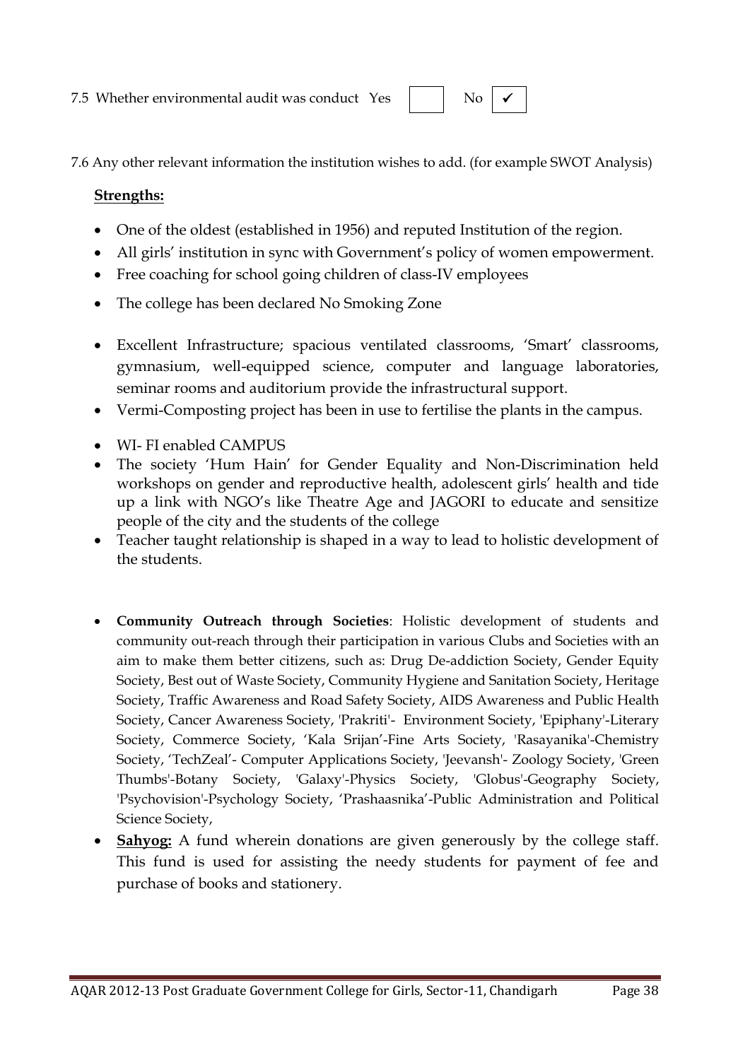7.5 Whether environmental audit was conduct Yes ☐ No ☑

7.6 Any other relevant information the institution wishes to add. (for example SWOT Analysis)

**Strengths:**

- One of the oldest (established in 1956) and reputed Institution of the region.
- All girls' institution in sync with Government's policy of women empowerment.
- Free coaching for school going children of class-IV employees
- The college has been declared No Smoking Zone
- Excellent Infrastructure; spacious ventilated classrooms, 'Smart' classrooms, gymnasium, well-equipped science, computer and language laboratories, seminar rooms and auditorium provide the infrastructural support.
- Vermi-Composting project has been in use to fertilise the plants in the campus.
- WI- FI enabled CAMPUS
- The society 'Hum Hain' for Gender Equality and Non-Discrimination held workshops on gender and reproductive health, adolescent girls' health and tide up a link with NGO's like Theatre Age and JAGORI to educate and sensitize people of the city and the students of the college
- Teacher taught relationship is shaped in a way to lead to holistic development of the students.
- **Community Outreach through Societies**: Holistic development of students and community out-reach through their participation in various Clubs and Societies with an aim to make them better citizens, such as: Drug De-addiction Society, Gender Equity Society, Best out of Waste Society, Community Hygiene and Sanitation Society, Heritage Society, Traffic Awareness and Road Safety Society, AIDS Awareness and Public Health Society, Cancer Awareness Society, 'Prakriti'- Environment Society, 'Epiphany'-Literary Society, Commerce Society, 'Kala Srijan'-Fine Arts Society, 'Rasayanika'-Chemistry Society, 'TechZeal'- Computer Applications Society, 'Jeevansh'- Zoology Society, 'Green Thumbs'-Botany Society, 'Galaxy'-Physics Society, 'Globus'-Geography Society, 'Psychovision'-Psychology Society, 'Prashaasnika'-Public Administration and Political Science Society,
- **Sahyog:** A fund wherein donations are given generously by the college staff. This fund is used for assisting the needy students for payment of fee and purchase of books and stationery.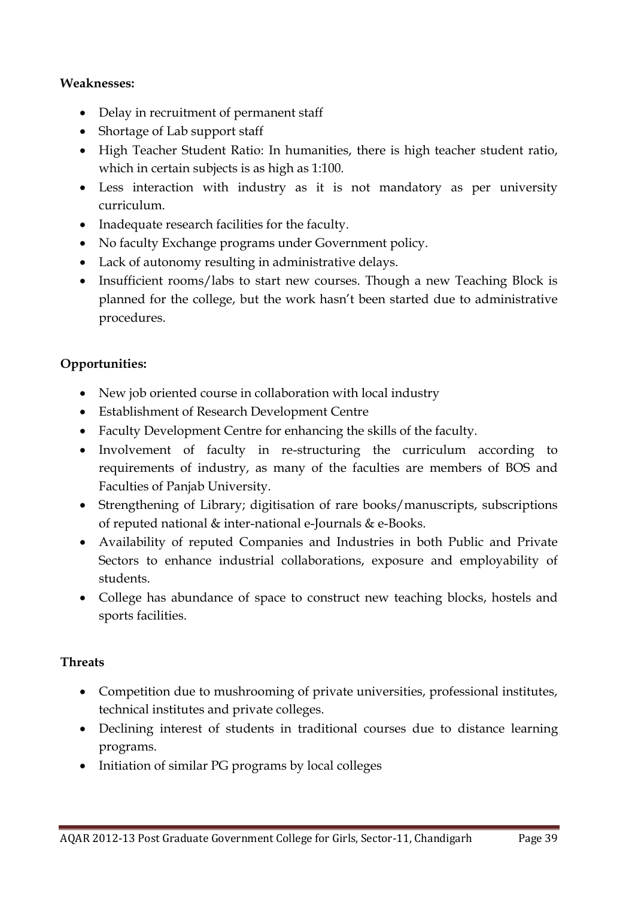**Weaknesses:**

- Delay in recruitment of permanent staff
- Shortage of Lab support staff
- High Teacher Student Ratio: In humanities, there is high teacher student ratio, which in certain subjects is as high as 1:100.
- Less interaction with industry as it is not mandatory as per university curriculum.
- Inadequate research facilities for the faculty.
- No faculty Exchange programs under Government policy.
- Lack of autonomy resulting in administrative delays.
- Insufficient rooms/labs to start new courses. Though a new Teaching Block is planned for the college, but the work hasn't been started due to administrative procedures.

**Opportunities:**

- New job oriented course in collaboration with local industry
- Establishment of Research Development Centre
- Faculty Development Centre for enhancing the skills of the faculty.
- Involvement of faculty in re-structuring the curriculum according to requirements of industry, as many of the faculties are members of BOS and Faculties of Panjab University.
- Strengthening of Library; digitisation of rare books/manuscripts, subscriptions of reputed national & inter-national e-Journals & e-Books.
- Availability of reputed Companies and Industries in both Public and Private Sectors to enhance industrial collaborations, exposure and employability of students.
- College has abundance of space to construct new teaching blocks, hostels and sports facilities.

**Threats**

- Competition due to mushrooming of private universities, professional institutes, technical institutes and private colleges.
- Declining interest of students in traditional courses due to distance learning programs.
- Initiation of similar PG programs by local colleges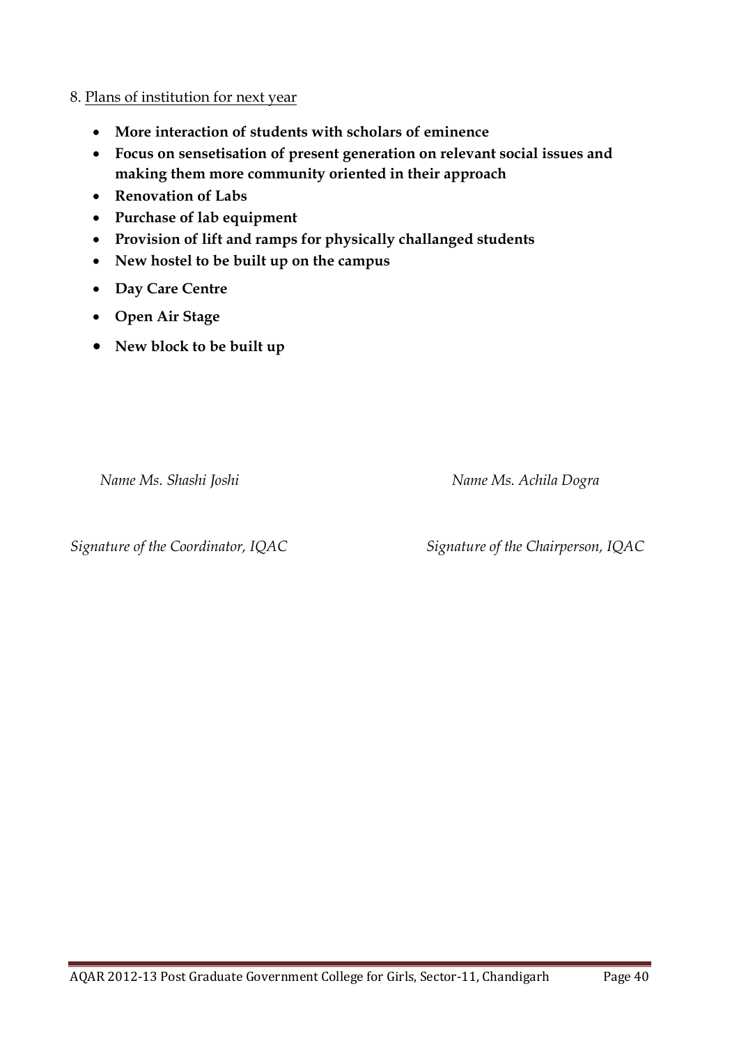8. Plans of institution for next year

- **More interaction of students with scholars of eminence**
- **Focus on sensetisation of present generation on relevant social issues and making them more community oriented in their approach**
- **Renovation of Labs**
- **Purchase of lab equipment**
- **Provision of lift and ramps for physically challanged students**
- **New hostel to be built up on the campus**
- **Day Care Centre**
- **Open Air Stage**
- **New block to be built up**

*Name Ms. Shashi Joshi*

*Signature of the Coordinator, IQAC*

*Name Ms. Achila Dogra*

*Signature of the Chairperson, IQAC*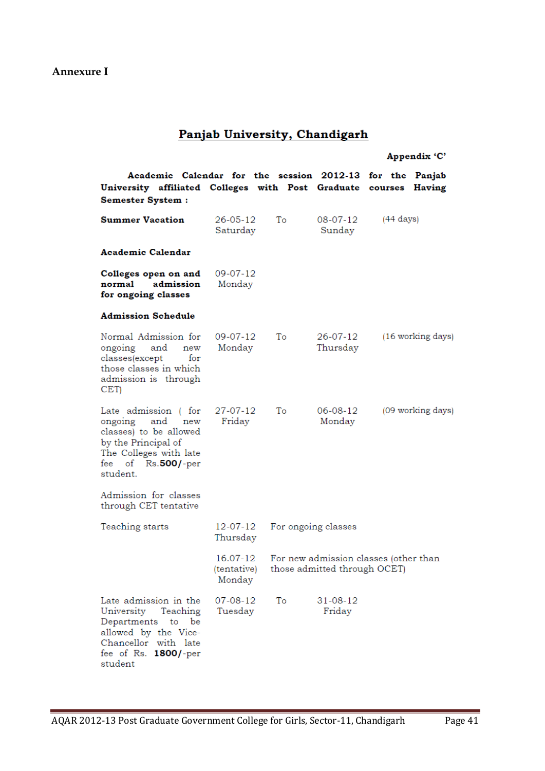**Annexure I**

# Panjab University, Chandigarh

**Appendix 'C'**

**Academic Calendar for the session 2012-13 for the Panjab University affiliated Colleges with Post Graduate courses Having Semester System :**

| | | | | |
|---|---|---|---|---|
| **Summer Vacation** | 26-05-12 Saturday | To | 08-07-12 Sunday | (44 days) |
| **Academic Calendar** | | | | |
| **Colleges open on and normal admission for ongoing classes** | 09-07-12 Monday | | | |
| **Admission Schedule** | | | | |
| Normal Admission for ongoing and new classes(except for those classes in which admission is through CET) | 09-07-12 Monday | To | 26-07-12 Thursday | (16 working days) |
| Late admission ( for ongoing and new classes) to be allowed by the Principal of The Colleges with late fee of Rs.**500/**-per student. | 27-07-12 Friday | To | 06-08-12 Monday | (09 working days) |
| Admission for classes through CET tentative | | | | |
| Teaching starts | 12-07-12 Thursday | For ongoing classes | | |
| | 16.07-12 (tentative) Monday | For new admission classes (other than those admitted through OCET) | | |
| Late admission in the University Teaching Departments to be allowed by the Vice-Chancellor with late fee of Rs. **1800/**-per student | 07-08-12 Tuesday | To | 31-08-12 Friday | |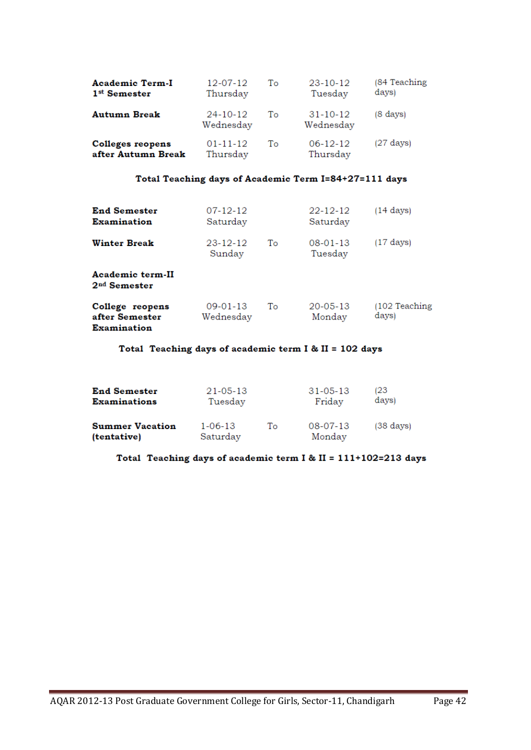| | | | | |
|---|---|---|---|---|
| **Academic Term-I 1st Semester** | 12-07-12 Thursday | To | 23-10-12 Tuesday | (84 Teaching days) |
| **Autumn Break** | 24-10-12 Wednesday | To | 31-10-12 Wednesday | (8 days) |
| **Colleges reopens after Autumn Break** | 01-11-12 Thursday | To | 06-12-12 Thursday | (27 days) |

**Total Teaching days of Academic Term I=84+27=111 days**

| | | | | |
|---|---|---|---|---|
| **End Semester Examination** | 07-12-12 Saturday | | 22-12-12 Saturday | (14 days) |
| **Winter Break** | 23-12-12 Sunday | To | 08-01-13 Tuesday | (17 days) |
| **Academic term-II 2nd Semester** | | | | |
| **College reopens after Semester Examination** | 09-01-13 Wednesday | To | 20-05-13 Monday | (102 Teaching days) |

**Total Teaching days of academic term I & II = 102 days**

| | | | | |
|---|---|---|---|---|
| **End Semester Examinations** | 21-05-13 Tuesday | | 31-05-13 Friday | (23 days) |
| **Summer Vacation (tentative)** | 1-06-13 Saturday | To | 08-07-13 Monday | (38 days) |

**Total Teaching days of academic term I & II = 111+102=213 days**